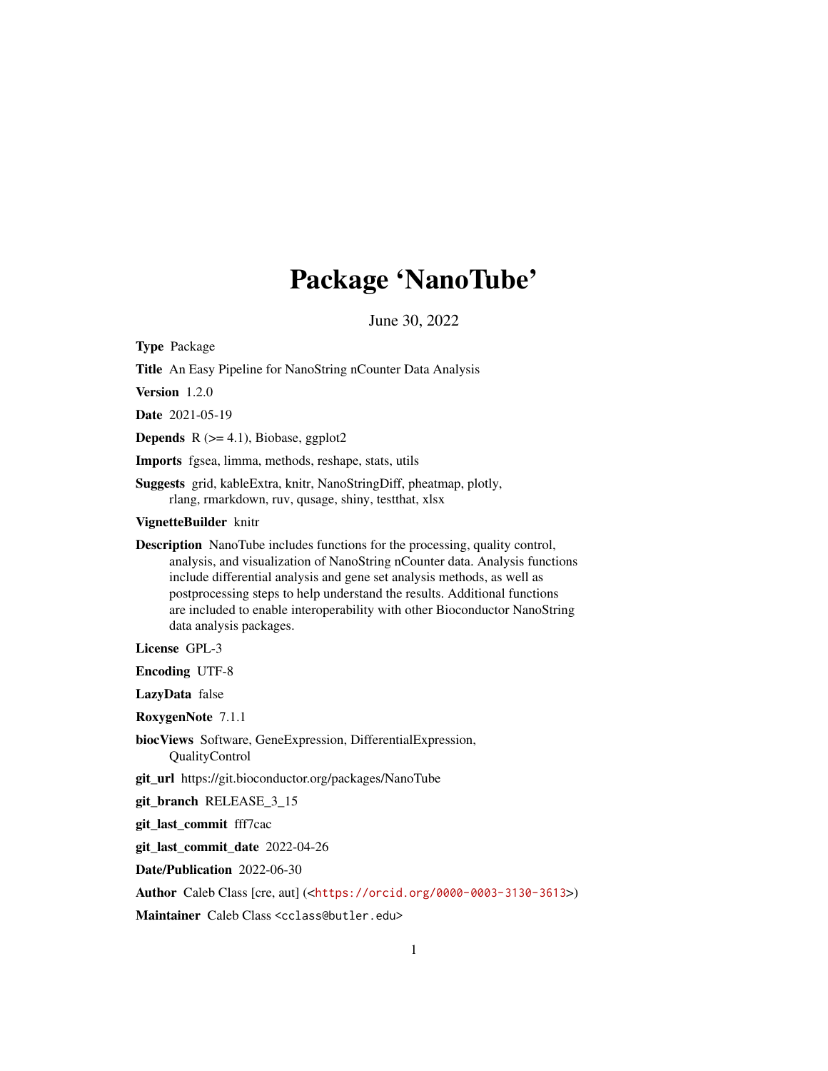# Package 'NanoTube'

June 30, 2022

**Type** Package

**Title** An Easy Pipeline for NanoString nCounter Data Analysis

**Version** 1.2.0

**Date** 2021-05-19

**Depends** R (>= 4.1), Biobase, ggplot2

**Imports** fgsea, limma, methods, reshape, stats, utils

**Suggests** grid, kableExtra, knitr, NanoStringDiff, pheatmap, plotly, rlang, rmarkdown, ruv, qusage, shiny, testthat, xlsx

**VignetteBuilder** knitr

**Description** NanoTube includes functions for the processing, quality control, analysis, and visualization of NanoString nCounter data. Analysis functions include differential analysis and gene set analysis methods, as well as postprocessing steps to help understand the results. Additional functions are included to enable interoperability with other Bioconductor NanoString data analysis packages.

**License** GPL-3

**Encoding** UTF-8

**LazyData** false

**RoxygenNote** 7.1.1

**biocViews** Software, GeneExpression, DifferentialExpression, QualityControl

**git_url** https://git.bioconductor.org/packages/NanoTube

**git_branch** RELEASE_3_15

**git_last_commit** fff7cac

**git_last_commit_date** 2022-04-26

**Date/Publication** 2022-06-30

**Author** Caleb Class [cre, aut] (<https://orcid.org/0000-0003-3130-3613>)

**Maintainer** Caleb Class <cclass@butler.edu>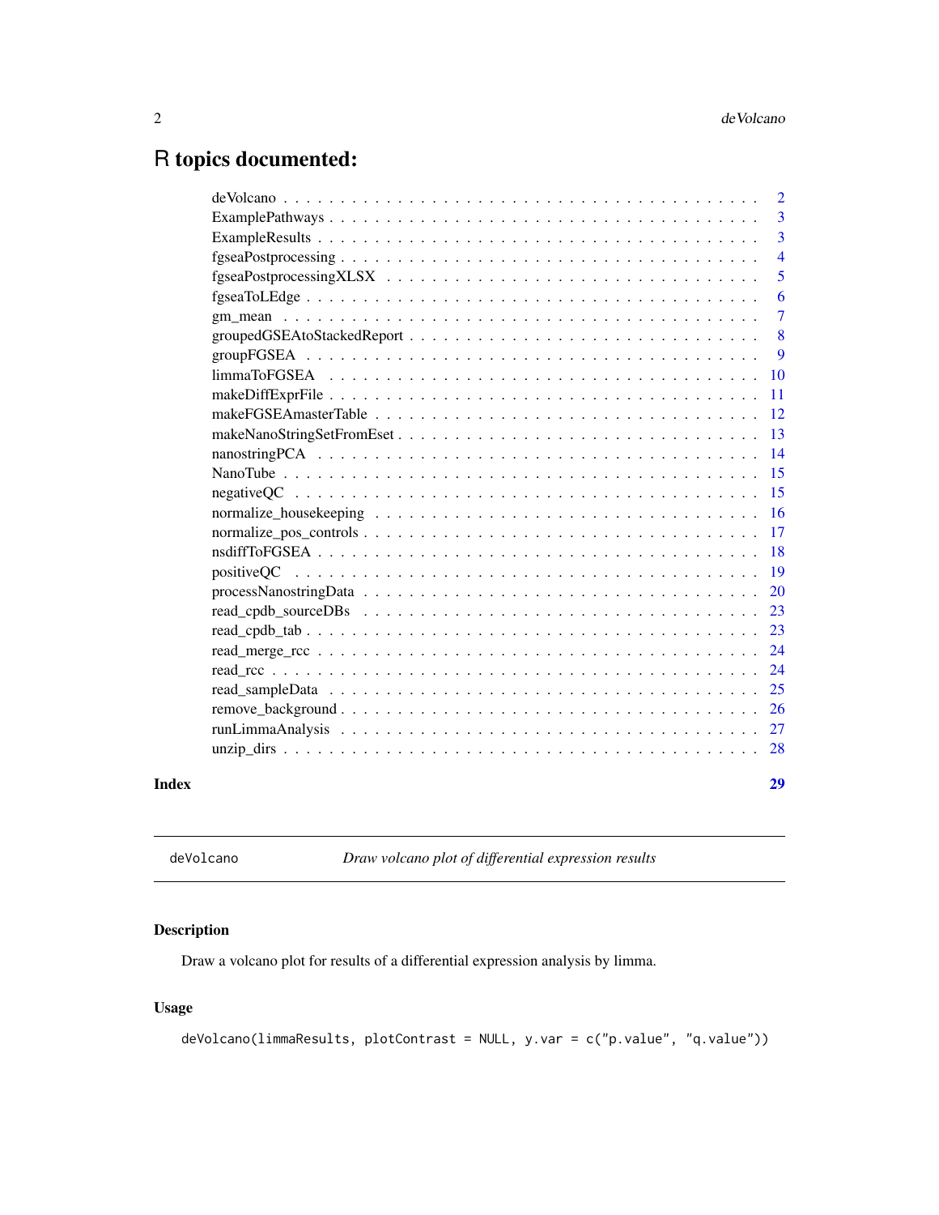# R topics documented:

| | |
|---|---|
| deVolcano | 2 |
| ExamplePathways | 3 |
| ExampleResults | 3 |
| fgseaPostprocessing | 4 |
| fgseaPostprocessingXLSX | 5 |
| fgseaToLEdge | 6 |
| gm_mean | 7 |
| groupedGSEAtoStackedReport | 8 |
| groupFGSEA | 9 |
| limmaToFGSEA | 10 |
| makeDiffExprFile | 11 |
| makeFGSEAmasterTable | 12 |
| makeNanoStringSetFromEset | 13 |
| nanostringPCA | 14 |
| NanoTube | 15 |
| negativeQC | 15 |
| normalize_housekeeping | 16 |
| normalize_pos_controls | 17 |
| nsdiffToFGSEA | 18 |
| positiveQC | 19 |
| processNanostringData | 20 |
| read_cpdb_sourceDBs | 23 |
| read_cpdb_tab | 23 |
| read_merge_rcc | 24 |
| read_rcc | 24 |
| read_sampleData | 25 |
| remove_background | 26 |
| runLimmaAnalysis | 27 |
| unzip_dirs | 28 |
| **Index** | **29** |

---

`deVolcano` *Draw volcano plot of differential expression results*

---

## Description

Draw a volcano plot for results of a differential expression analysis by limma.

## Usage

```
deVolcano(limmaResults, plotContrast = NULL, y.var = c("p.value", "q.value"))
```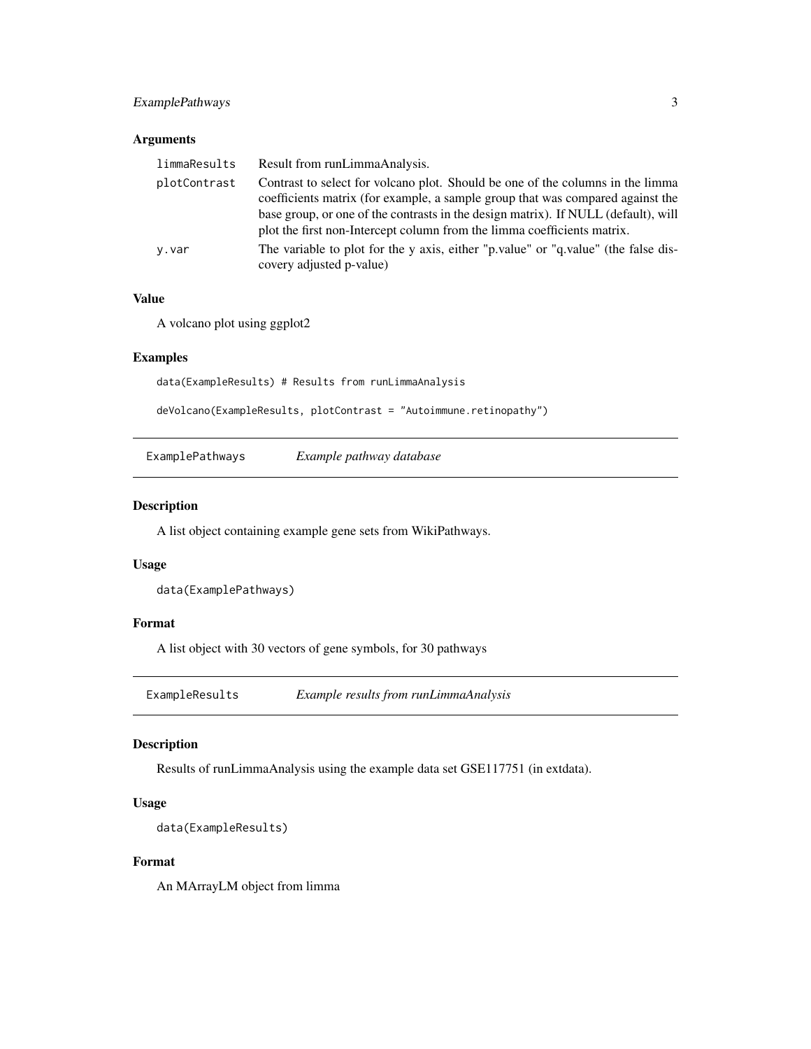### Arguments

| | |
|---|---|
| limmaResults | Result from runLimmaAnalysis. |
| plotContrast | Contrast to select for volcano plot. Should be one of the columns in the limma coefficients matrix (for example, a sample group that was compared against the base group, or one of the contrasts in the design matrix). If NULL (default), will plot the first non-Intercept column from the limma coefficients matrix. |
| y.var | The variable to plot for the y axis, either "p.value" or "q.value" (the false discovery adjusted p-value) |

### Value

A volcano plot using ggplot2

### Examples

```
data(ExampleResults) # Results from runLimmaAnalysis

deVolcano(ExampleResults, plotContrast = "Autoimmune.retinopathy")
```

---

## ExamplePathways *Example pathway database*

### Description

A list object containing example gene sets from WikiPathways.

### Usage

```
data(ExamplePathways)
```

### Format

A list object with 30 vectors of gene symbols, for 30 pathways

---

## ExampleResults *Example results from runLimmaAnalysis*

### Description

Results of runLimmaAnalysis using the example data set GSE117751 (in extdata).

### Usage

```
data(ExampleResults)
```

### Format

An MArrayLM object from limma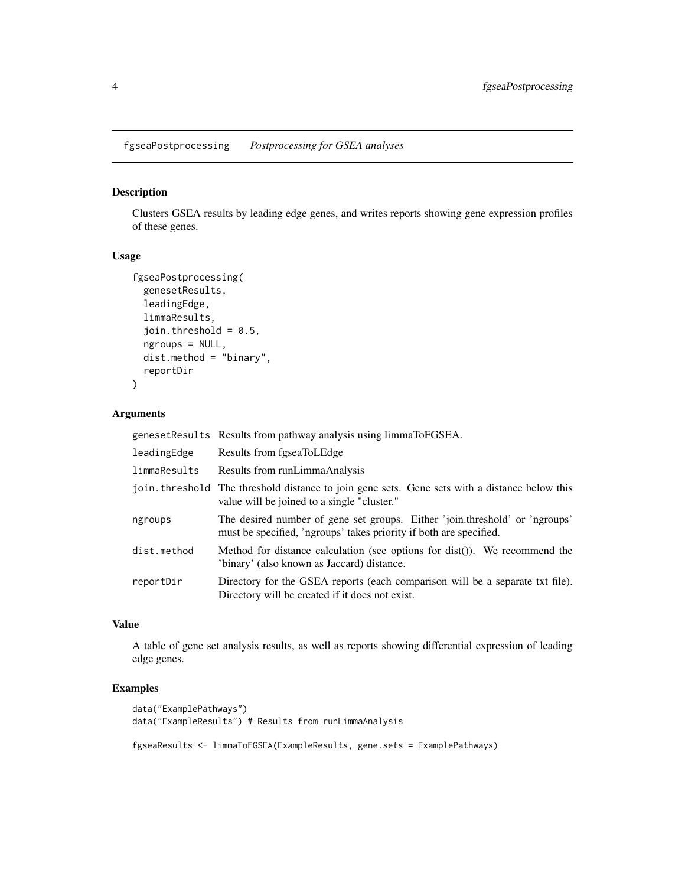## fgseaPostprocessing *Postprocessing for GSEA analyses*

### Description

Clusters GSEA results by leading edge genes, and writes reports showing gene expression profiles of these genes.

### Usage

```
fgseaPostprocessing(
  genesetResults,
  leadingEdge,
  limmaResults,
  join.threshold = 0.5,
  ngroups = NULL,
  dist.method = "binary",
  reportDir
)
```

### Arguments

| | |
|---|---|
| genesetResults | Results from pathway analysis using limmaToFGSEA. |
| leadingEdge | Results from fgseaToLEdge |
| limmaResults | Results from runLimmaAnalysis |
| join.threshold | The threshold distance to join gene sets. Gene sets with a distance below this value will be joined to a single "cluster." |
| ngroups | The desired number of gene set groups. Either 'join.threshold' or 'ngroups' must be specified, 'ngroups' takes priority if both are specified. |
| dist.method | Method for distance calculation (see options for dist()). We recommend the 'binary' (also known as Jaccard) distance. |
| reportDir | Directory for the GSEA reports (each comparison will be a separate txt file). Directory will be created if it does not exist. |

### Value

A table of gene set analysis results, as well as reports showing differential expression of leading edge genes.

### Examples

```
data("ExamplePathways")
data("ExampleResults") # Results from runLimmaAnalysis

fgseaResults <- limmaToFGSEA(ExampleResults, gene.sets = ExamplePathways)
```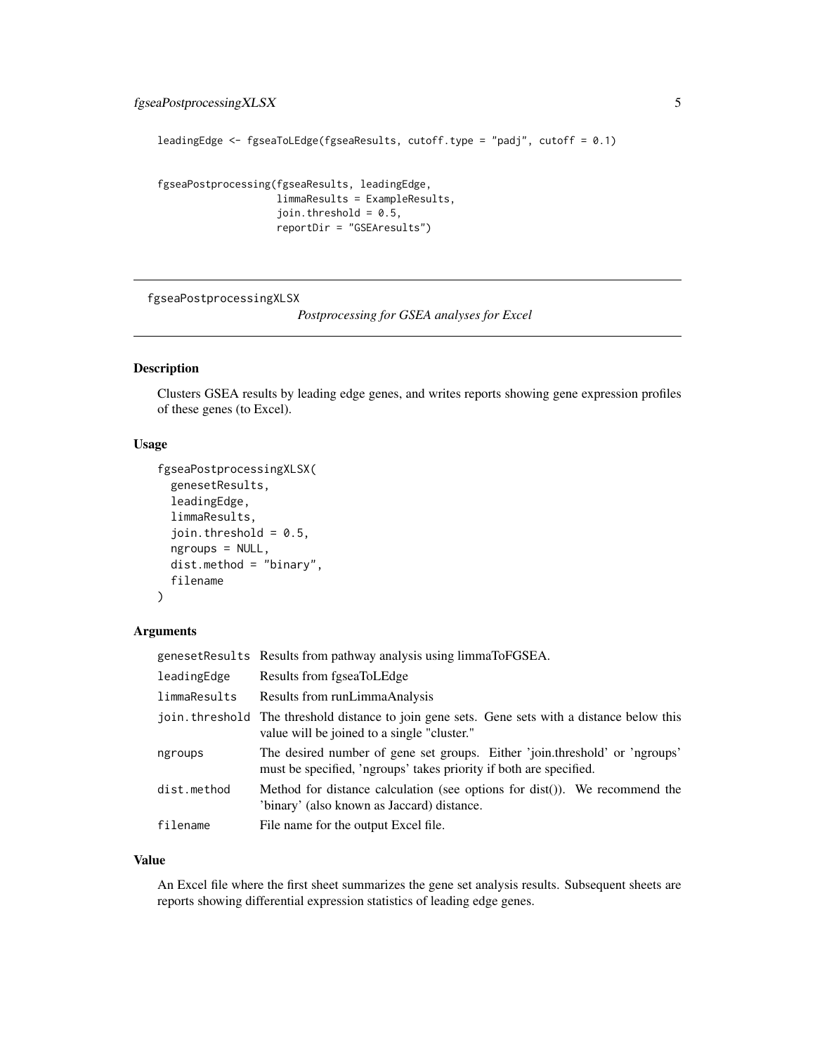```
leadingEdge <- fgseaToLEdge(fgseaResults, cutoff.type = "padj", cutoff = 0.1)


fgseaPostprocessing(fgseaResults, leadingEdge,
                    limmaResults = ExampleResults,
                    join.threshold = 0.5,
                    reportDir = "GSEAresults")
```

---

## fgseaPostprocessingXLSX

*Postprocessing for GSEA analyses for Excel*

---

### Description

Clusters GSEA results by leading edge genes, and writes reports showing gene expression profiles of these genes (to Excel).

### Usage

```
fgseaPostprocessingXLSX(
  genesetResults,
  leadingEdge,
  limmaResults,
  join.threshold = 0.5,
  ngroups = NULL,
  dist.method = "binary",
  filename
)
```

### Arguments

| | |
|---|---|
| `genesetResults` | Results from pathway analysis using limmaToFGSEA. |
| `leadingEdge` | Results from fgseaToLEdge |
| `limmaResults` | Results from runLimmaAnalysis |
| `join.threshold` | The threshold distance to join gene sets. Gene sets with a distance below this value will be joined to a single "cluster." |
| `ngroups` | The desired number of gene set groups. Either 'join.threshold' or 'ngroups' must be specified, 'ngroups' takes priority if both are specified. |
| `dist.method` | Method for distance calculation (see options for dist()). We recommend the 'binary' (also known as Jaccard) distance. |
| `filename` | File name for the output Excel file. |

### Value

An Excel file where the first sheet summarizes the gene set analysis results. Subsequent sheets are reports showing differential expression statistics of leading edge genes.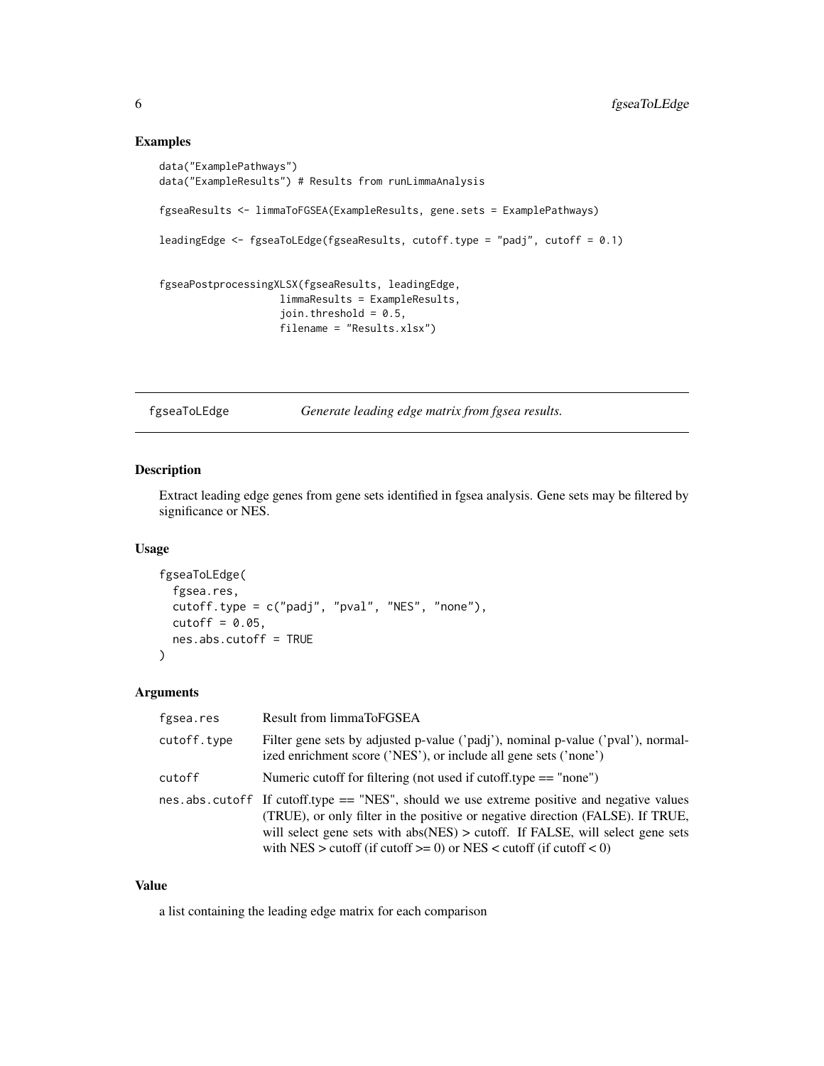## Examples

```
data("ExamplePathways")
data("ExampleResults") # Results from runLimmaAnalysis

fgseaResults <- limmaToFGSEA(ExampleResults, gene.sets = ExamplePathways)

leadingEdge <- fgseaToLEdge(fgseaResults, cutoff.type = "padj", cutoff = 0.1)


fgseaPostprocessingXLSX(fgseaResults, leadingEdge,
                    limmaResults = ExampleResults,
                    join.threshold = 0.5,
                    filename = "Results.xlsx")
```

---

# fgseaToLEdge — *Generate leading edge matrix from fgsea results.*

## Description

Extract leading edge genes from gene sets identified in fgsea analysis. Gene sets may be filtered by significance or NES.

## Usage

```
fgseaToLEdge(
  fgsea.res,
  cutoff.type = c("padj", "pval", "NES", "none"),
  cutoff = 0.05,
  nes.abs.cutoff = TRUE
)
```

## Arguments

| | |
|---|---|
| fgsea.res | Result from limmaToFGSEA |
| cutoff.type | Filter gene sets by adjusted p-value ('padj'), nominal p-value ('pval'), normalized enrichment score ('NES'), or include all gene sets ('none') |
| cutoff | Numeric cutoff for filtering (not used if cutoff.type == "none") |
| nes.abs.cutoff | If cutoff.type == "NES", should we use extreme positive and negative values (TRUE), or only filter in the positive or negative direction (FALSE). If TRUE, will select gene sets with abs(NES) > cutoff. If FALSE, will select gene sets with NES > cutoff (if cutoff >= 0) or NES < cutoff (if cutoff < 0) |

## Value

a list containing the leading edge matrix for each comparison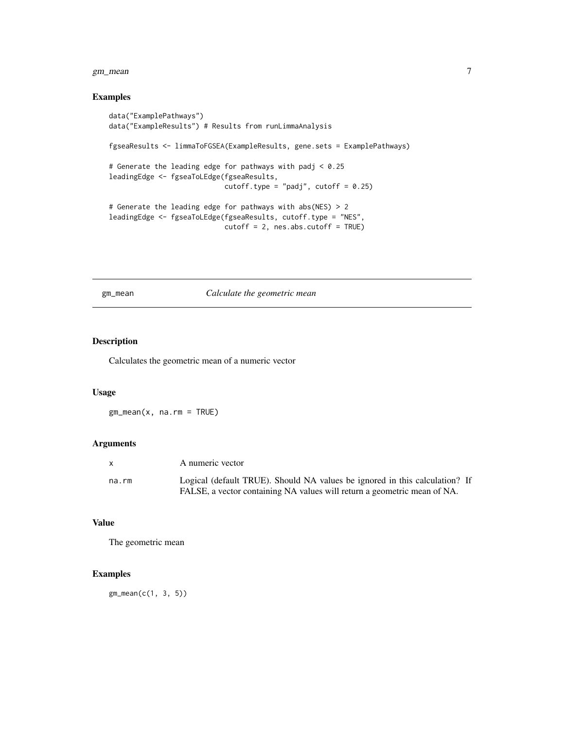## Examples

```
data("ExamplePathways")
data("ExampleResults") # Results from runLimmaAnalysis

fgseaResults <- limmaToFGSEA(ExampleResults, gene.sets = ExamplePathways)

# Generate the leading edge for pathways with padj < 0.25
leadingEdge <- fgseaToLEdge(fgseaResults,
                            cutoff.type = "padj", cutoff = 0.25)

# Generate the leading edge for pathways with abs(NES) > 2
leadingEdge <- fgseaToLEdge(fgseaResults, cutoff.type = "NES",
                            cutoff = 2, nes.abs.cutoff = TRUE)
```

---

# gm_mean *Calculate the geometric mean*

---

## Description

Calculates the geometric mean of a numeric vector

## Usage

```
gm_mean(x, na.rm = TRUE)
```

## Arguments

| | |
|---|---|
| `x` | A numeric vector |
| `na.rm` | Logical (default TRUE). Should NA values be ignored in this calculation? If FALSE, a vector containing NA values will return a geometric mean of NA. |

## Value

The geometric mean

## Examples

```
gm_mean(c(1, 3, 5))
```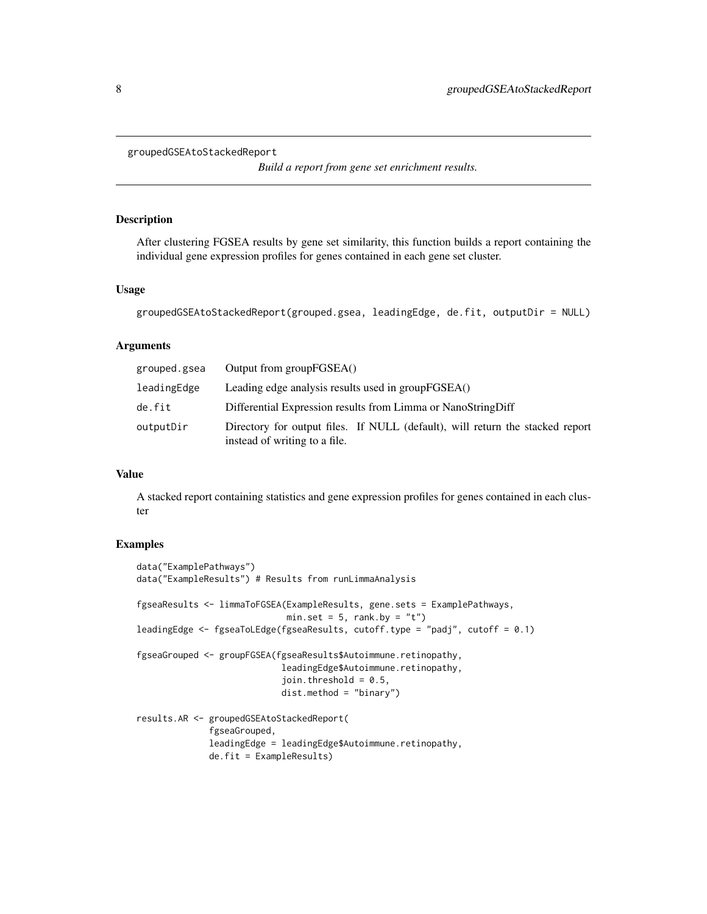groupedGSEAtoStackedReport

*Build a report from gene set enrichment results.*

## Description

After clustering FGSEA results by gene set similarity, this function builds a report containing the individual gene expression profiles for genes contained in each gene set cluster.

## Usage

```
groupedGSEAtoStackedReport(grouped.gsea, leadingEdge, de.fit, outputDir = NULL)
```

## Arguments

| | |
|---|---|
| grouped.gsea | Output from groupFGSEA() |
| leadingEdge | Leading edge analysis results used in groupFGSEA() |
| de.fit | Differential Expression results from Limma or NanoStringDiff |
| outputDir | Directory for output files. If NULL (default), will return the stacked report instead of writing to a file. |

## Value

A stacked report containing statistics and gene expression profiles for genes contained in each cluster

## Examples

```
data("ExamplePathways")
data("ExampleResults") # Results from runLimmaAnalysis

fgseaResults <- limmaToFGSEA(ExampleResults, gene.sets = ExamplePathways,
                             min.set = 5, rank.by = "t")
leadingEdge <- fgseaToLEdge(fgseaResults, cutoff.type = "padj", cutoff = 0.1)

fgseaGrouped <- groupFGSEA(fgseaResults$Autoimmune.retinopathy,
                           leadingEdge$Autoimmune.retinopathy,
                           join.threshold = 0.5,
                           dist.method = "binary")

results.AR <- groupedGSEAtoStackedReport(
              fgseaGrouped,
              leadingEdge = leadingEdge$Autoimmune.retinopathy,
              de.fit = ExampleResults)
```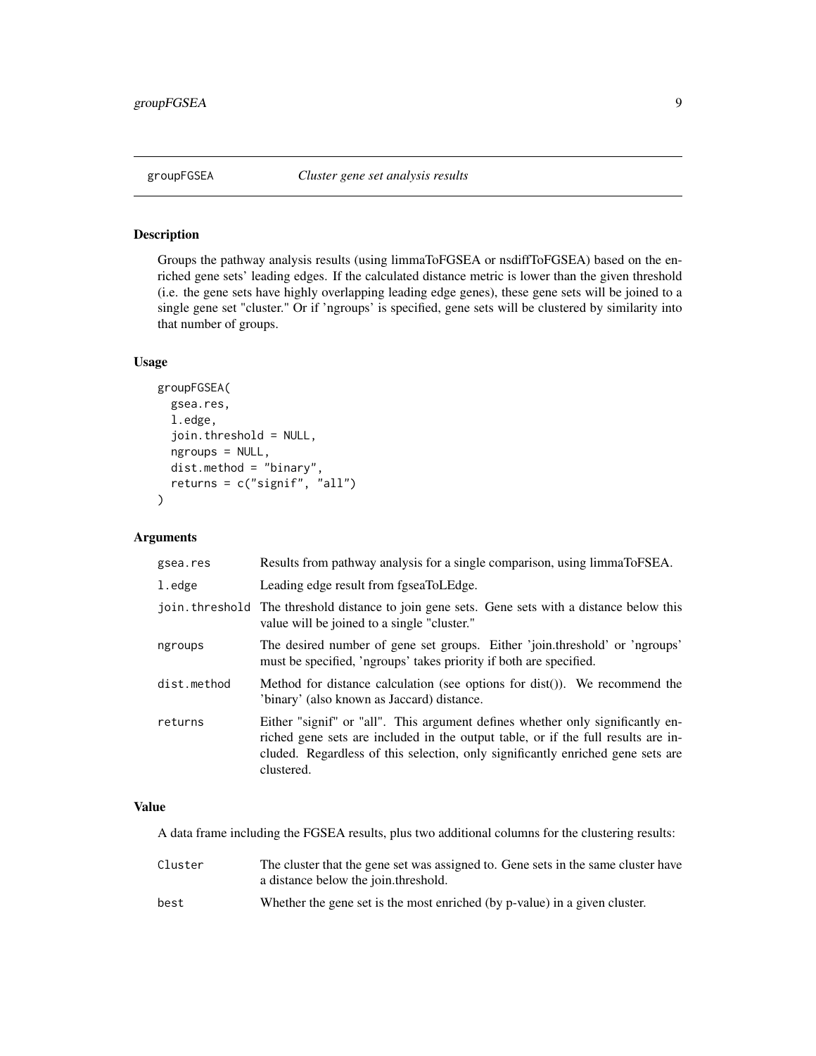## groupFGSEA *Cluster gene set analysis results*

### Description

Groups the pathway analysis results (using limmaToFGSEA or nsdiffToFGSEA) based on the enriched gene sets' leading edges. If the calculated distance metric is lower than the given threshold (i.e. the gene sets have highly overlapping leading edge genes), these gene sets will be joined to a single gene set "cluster." Or if 'ngroups' is specified, gene sets will be clustered by similarity into that number of groups.

### Usage

```
groupFGSEA(
  gsea.res,
  l.edge,
  join.threshold = NULL,
  ngroups = NULL,
  dist.method = "binary",
  returns = c("signif", "all")
)
```

### Arguments

| | |
|---|---|
| gsea.res | Results from pathway analysis for a single comparison, using limmaToFSEA. |
| l.edge | Leading edge result from fgseaToLEdge. |
| join.threshold | The threshold distance to join gene sets. Gene sets with a distance below this value will be joined to a single "cluster." |
| ngroups | The desired number of gene set groups. Either 'join.threshold' or 'ngroups' must be specified, 'ngroups' takes priority if both are specified. |
| dist.method | Method for distance calculation (see options for dist()). We recommend the 'binary' (also known as Jaccard) distance. |
| returns | Either "signif" or "all". This argument defines whether only significantly enriched gene sets are included in the output table, or if the full results are included. Regardless of this selection, only significantly enriched gene sets are clustered. |

### Value

A data frame including the FGSEA results, plus two additional columns for the clustering results:

| | |
|---|---|
| Cluster | The cluster that the gene set was assigned to. Gene sets in the same cluster have a distance below the join.threshold. |
| best | Whether the gene set is the most enriched (by p-value) in a given cluster. |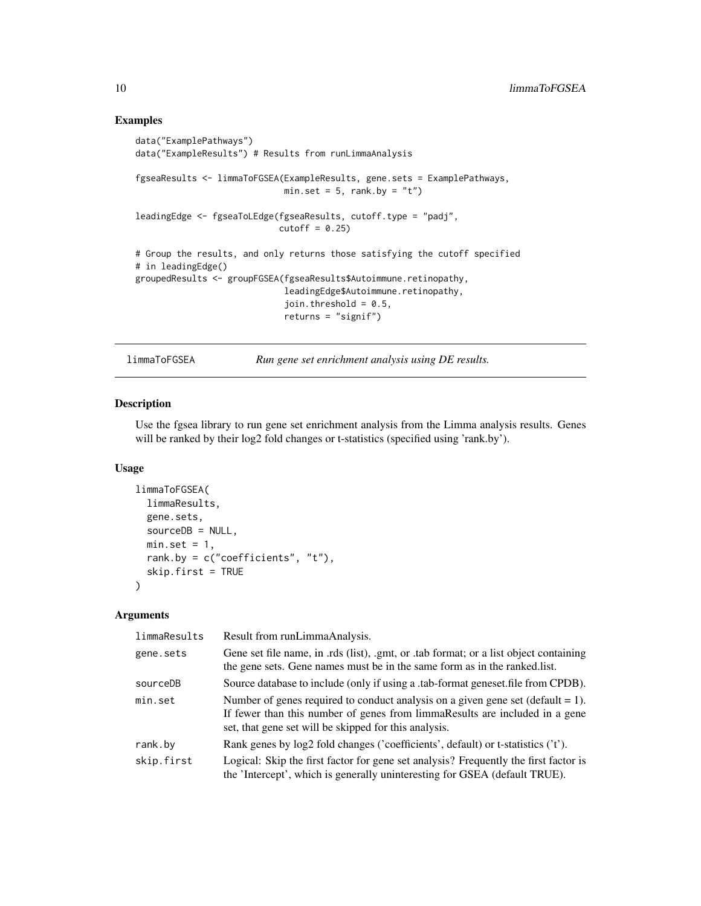## Examples

```
data("ExamplePathways")
data("ExampleResults") # Results from runLimmaAnalysis

fgseaResults <- limmaToFGSEA(ExampleResults, gene.sets = ExamplePathways,
                             min.set = 5, rank.by = "t")

leadingEdge <- fgseaToLEdge(fgseaResults, cutoff.type = "padj",
                            cutoff = 0.25)

# Group the results, and only returns those satisfying the cutoff specified
# in leadingEdge()
groupedResults <- groupFGSEA(fgseaResults$Autoimmune.retinopathy,
                             leadingEdge$Autoimmune.retinopathy,
                             join.threshold = 0.5,
                             returns = "signif")
```

---

## limmaToFGSEA — *Run gene set enrichment analysis using DE results.*

### Description

Use the fgsea library to run gene set enrichment analysis from the Limma analysis results. Genes will be ranked by their log2 fold changes or t-statistics (specified using 'rank.by').

### Usage

```
limmaToFGSEA(
  limmaResults,
  gene.sets,
  sourceDB = NULL,
  min.set = 1,
  rank.by = c("coefficients", "t"),
  skip.first = TRUE
)
```

### Arguments

| | |
|---|---|
| limmaResults | Result from runLimmaAnalysis. |
| gene.sets | Gene set file name, in .rds (list), .gmt, or .tab format; or a list object containing the gene sets. Gene names must be in the same form as in the ranked.list. |
| sourceDB | Source database to include (only if using a .tab-format geneset.file from CPDB). |
| min.set | Number of genes required to conduct analysis on a given gene set (default = 1). If fewer than this number of genes from limmaResults are included in a gene set, that gene set will be skipped for this analysis. |
| rank.by | Rank genes by log2 fold changes ('coefficients', default) or t-statistics ('t'). |
| skip.first | Logical: Skip the first factor for gene set analysis? Frequently the first factor is the 'Intercept', which is generally uninteresting for GSEA (default TRUE). |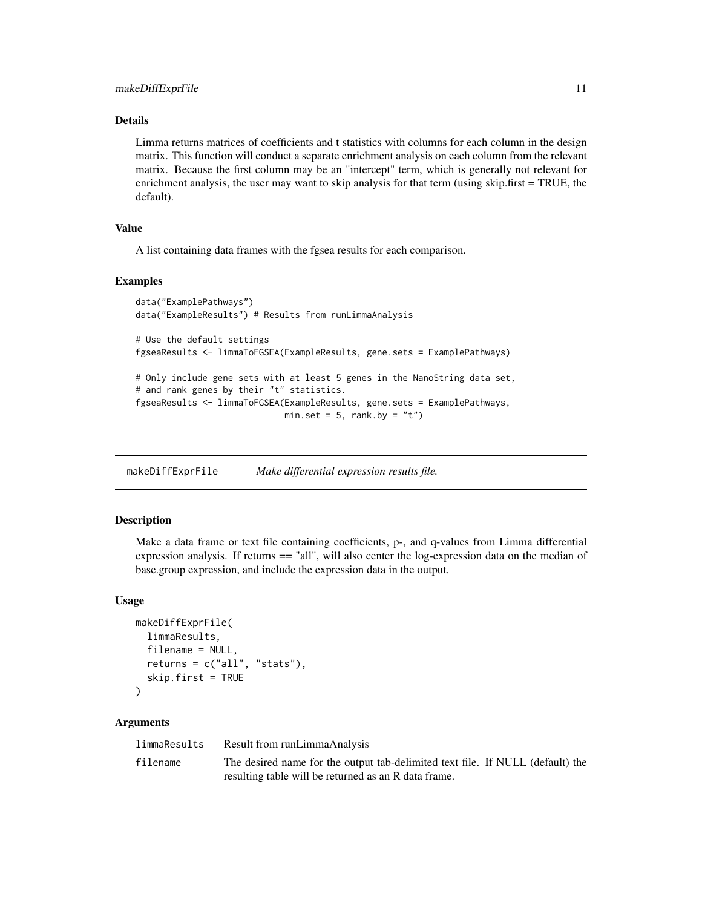### Details

Limma returns matrices of coefficients and t statistics with columns for each column in the design matrix. This function will conduct a separate enrichment analysis on each column from the relevant matrix. Because the first column may be an "intercept" term, which is generally not relevant for enrichment analysis, the user may want to skip analysis for that term (using skip.first = TRUE, the default).

### Value

A list containing data frames with the fgsea results for each comparison.

### Examples

```
data("ExamplePathways")
data("ExampleResults") # Results from runLimmaAnalysis

# Use the default settings
fgseaResults <- limmaToFGSEA(ExampleResults, gene.sets = ExamplePathways)

# Only include gene sets with at least 5 genes in the NanoString data set,
# and rank genes by their "t" statistics.
fgseaResults <- limmaToFGSEA(ExampleResults, gene.sets = ExamplePathways,
                             min.set = 5, rank.by = "t")
```

---

## makeDiffExprFile    *Make differential expression results file.*

### Description

Make a data frame or text file containing coefficients, p-, and q-values from Limma differential expression analysis. If returns == "all", will also center the log-expression data on the median of base.group expression, and include the expression data in the output.

### Usage

```
makeDiffExprFile(
  limmaResults,
  filename = NULL,
  returns = c("all", "stats"),
  skip.first = TRUE
)
```

### Arguments

| | |
|---|---|
| limmaResults | Result from runLimmaAnalysis |
| filename | The desired name for the output tab-delimited text file. If NULL (default) the resulting table will be returned as an R data frame. |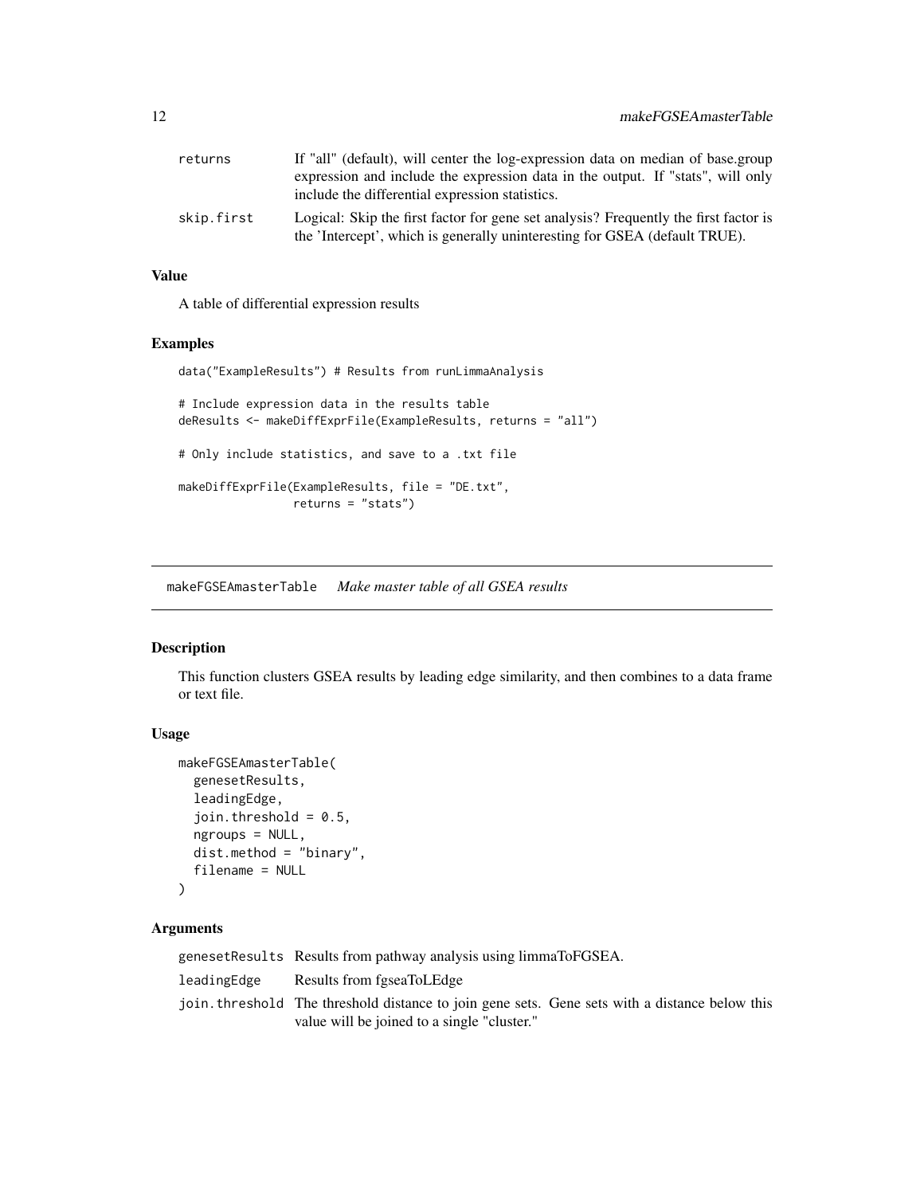| | |
|---|---|
| returns | If "all" (default), will center the log-expression data on median of base.group expression and include the expression data in the output. If "stats", will only include the differential expression statistics. |
| skip.first | Logical: Skip the first factor for gene set analysis? Frequently the first factor is the 'Intercept', which is generally uninteresting for GSEA (default TRUE). |

### Value

A table of differential expression results

### Examples

```
data("ExampleResults") # Results from runLimmaAnalysis

# Include expression data in the results table
deResults <- makeDiffExprFile(ExampleResults, returns = "all")

# Only include statistics, and save to a .txt file

makeDiffExprFile(ExampleResults, file = "DE.txt",
                 returns = "stats")
```

---

## makeFGSEAmasterTable *Make master table of all GSEA results*

### Description

This function clusters GSEA results by leading edge similarity, and then combines to a data frame or text file.

### Usage

```
makeFGSEAmasterTable(
  genesetResults,
  leadingEdge,
  join.threshold = 0.5,
  ngroups = NULL,
  dist.method = "binary",
  filename = NULL
)
```

### Arguments

| | |
|---|---|
| genesetResults | Results from pathway analysis using limmaToFGSEA. |
| leadingEdge | Results from fgseaToLEdge |
| join.threshold | The threshold distance to join gene sets. Gene sets with a distance below this value will be joined to a single "cluster." |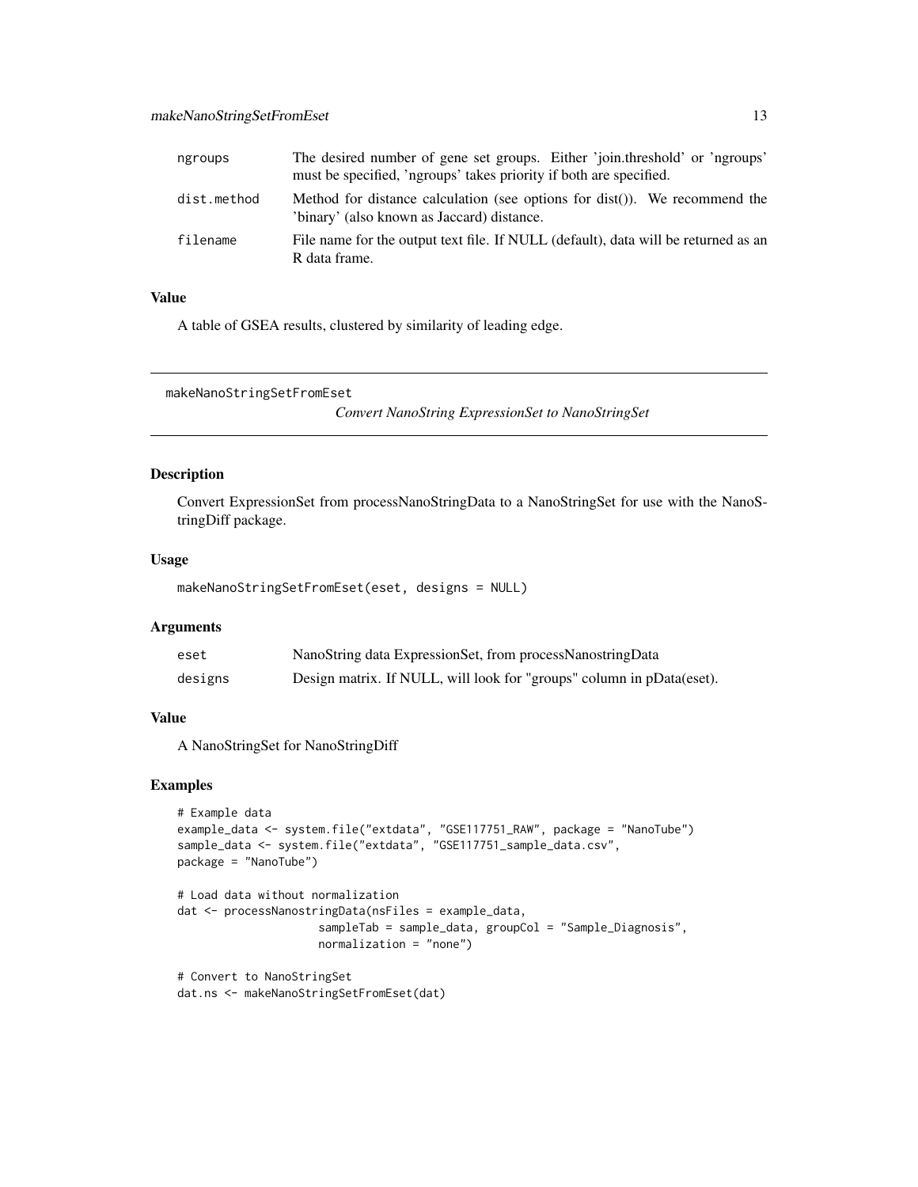| | |
|---|---|
| ngroups | The desired number of gene set groups. Either 'join.threshold' or 'ngroups' must be specified, 'ngroups' takes priority if both are specified. |
| dist.method | Method for distance calculation (see options for dist()). We recommend the 'binary' (also known as Jaccard) distance. |
| filename | File name for the output text file. If NULL (default), data will be returned as an R data frame. |

### Value

A table of GSEA results, clustered by similarity of leading edge.

---

## makeNanoStringSetFromEset

*Convert NanoString ExpressionSet to NanoStringSet*

---

### Description

Convert ExpressionSet from processNanoStringData to a NanoStringSet for use with the NanoStringDiff package.

### Usage

```
makeNanoStringSetFromEset(eset, designs = NULL)
```

### Arguments

| | |
|---|---|
| eset | NanoString data ExpressionSet, from processNanostringData |
| designs | Design matrix. If NULL, will look for "groups" column in pData(eset). |

### Value

A NanoStringSet for NanoStringDiff

### Examples

```
# Example data
example_data <- system.file("extdata", "GSE117751_RAW", package = "NanoTube")
sample_data <- system.file("extdata", "GSE117751_sample_data.csv",
package = "NanoTube")

# Load data without normalization
dat <- processNanostringData(nsFiles = example_data,
                     sampleTab = sample_data, groupCol = "Sample_Diagnosis",
                     normalization = "none")

# Convert to NanoStringSet
dat.ns <- makeNanoStringSetFromEset(dat)
```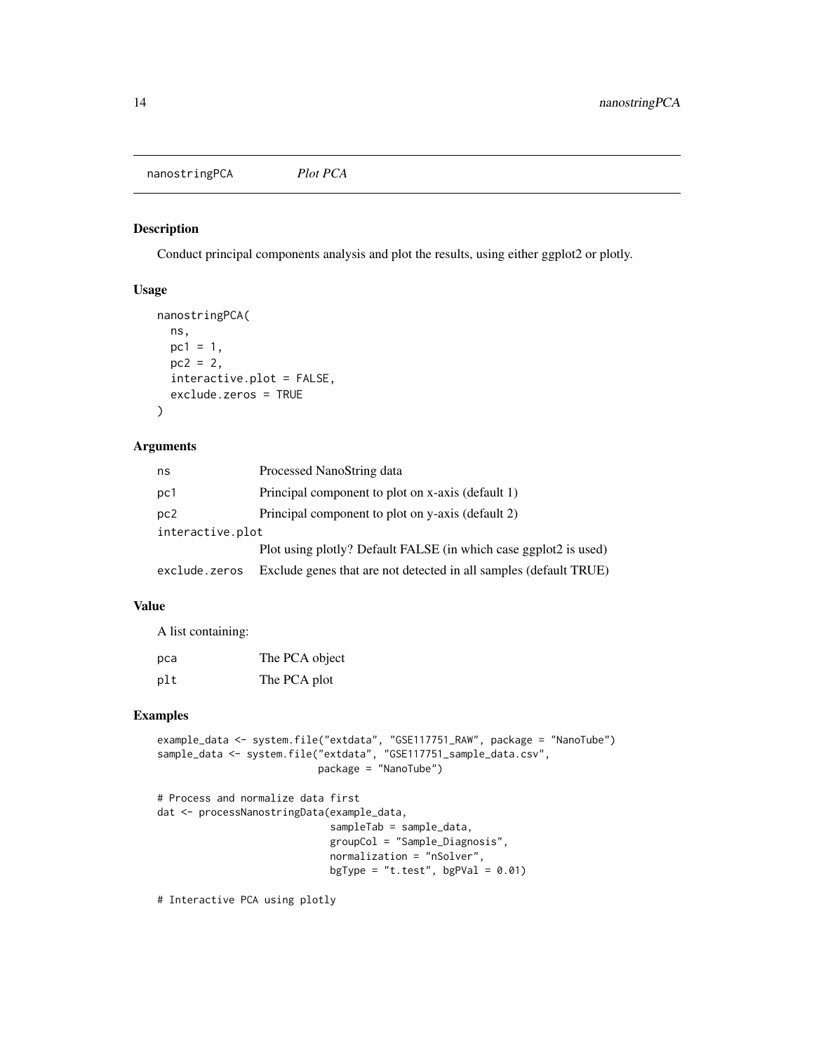# nanostringPCA *Plot PCA*

## Description

Conduct principal components analysis and plot the results, using either ggplot2 or plotly.

## Usage

```
nanostringPCA(
  ns,
  pc1 = 1,
  pc2 = 2,
  interactive.plot = FALSE,
  exclude.zeros = TRUE
)
```

## Arguments

| Argument | Description |
| --- | --- |
| ns | Processed NanoString data |
| pc1 | Principal component to plot on x-axis (default 1) |
| pc2 | Principal component to plot on y-axis (default 2) |
| interactive.plot | Plot using plotly? Default FALSE (in which case ggplot2 is used) |
| exclude.zeros | Exclude genes that are not detected in all samples (default TRUE) |

## Value

A list containing:

| | |
| --- | --- |
| pca | The PCA object |
| plt | The PCA plot |

## Examples

```
example_data <- system.file("extdata", "GSE117751_RAW", package = "NanoTube")
sample_data <- system.file("extdata", "GSE117751_sample_data.csv",
                           package = "NanoTube")

# Process and normalize data first
dat <- processNanostringData(example_data,
                             sampleTab = sample_data,
                             groupCol = "Sample_Diagnosis",
                             normalization = "nSolver",
                             bgType = "t.test", bgPVal = 0.01)

# Interactive PCA using plotly
```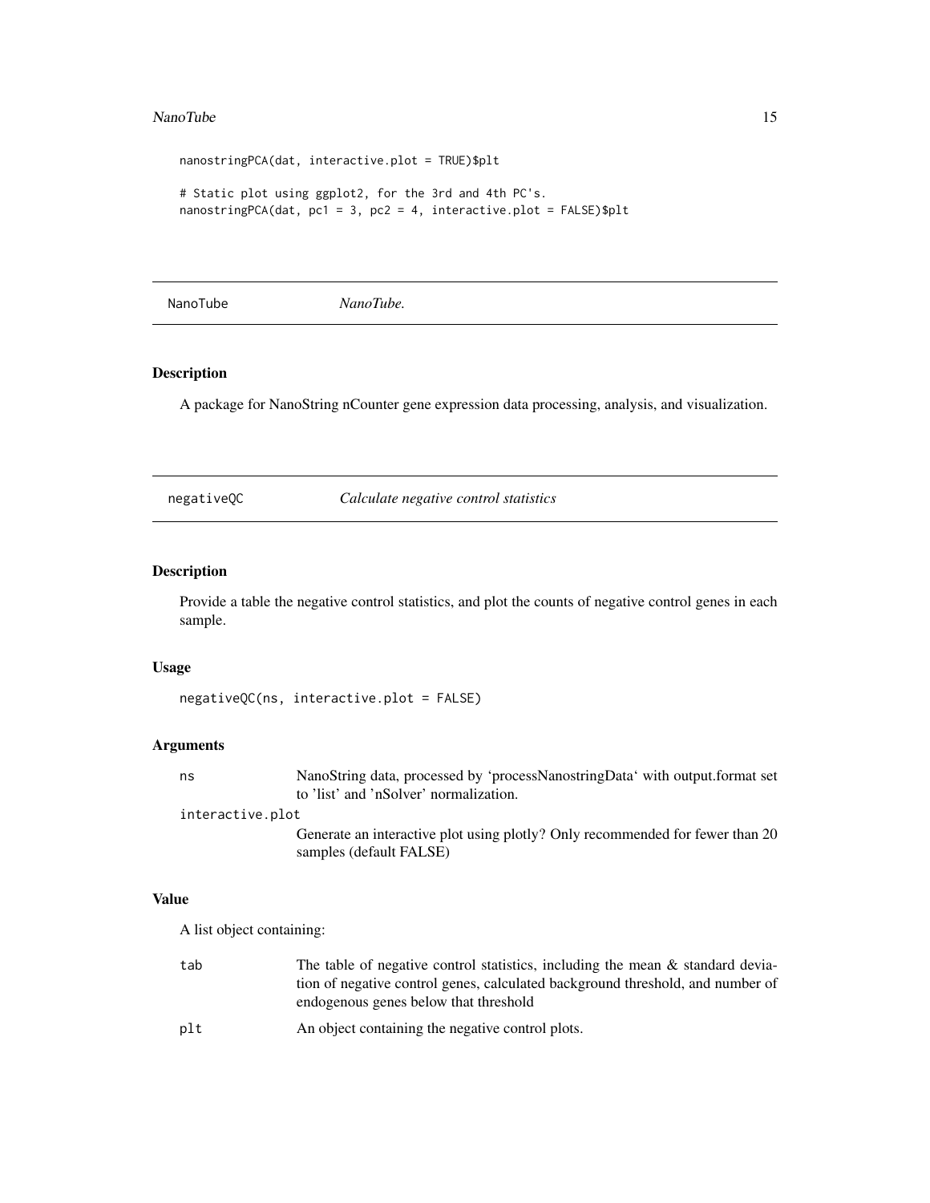```
nanostringPCA(dat, interactive.plot = TRUE)$plt

# Static plot using ggplot2, for the 3rd and 4th PC's.
nanostringPCA(dat, pc1 = 3, pc2 = 4, interactive.plot = FALSE)$plt
```

## NanoTube *NanoTube.*

### Description

A package for NanoString nCounter gene expression data processing, analysis, and visualization.

## negativeQC *Calculate negative control statistics*

### Description

Provide a table the negative control statistics, and plot the counts of negative control genes in each sample.

### Usage

```
negativeQC(ns, interactive.plot = FALSE)
```

### Arguments

| | |
|---|---|
| ns | NanoString data, processed by 'processNanostringData' with output.format set to 'list' and 'nSolver' normalization. |
| interactive.plot | Generate an interactive plot using plotly? Only recommended for fewer than 20 samples (default FALSE) |

### Value

A list object containing:

| | |
|---|---|
| tab | The table of negative control statistics, including the mean & standard deviation of negative control genes, calculated background threshold, and number of endogenous genes below that threshold |
| plt | An object containing the negative control plots. |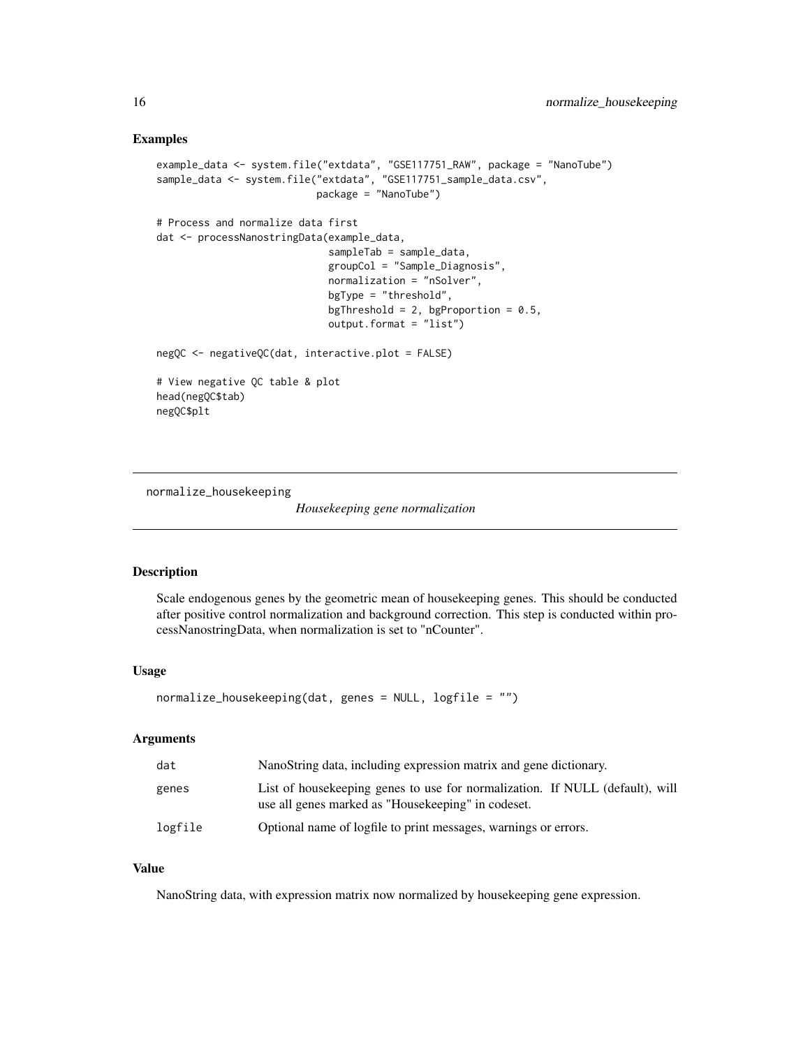## Examples

```
example_data <- system.file("extdata", "GSE117751_RAW", package = "NanoTube")
sample_data <- system.file("extdata", "GSE117751_sample_data.csv",
                           package = "NanoTube")

# Process and normalize data first
dat <- processNanostringData(example_data,
                             sampleTab = sample_data,
                             groupCol = "Sample_Diagnosis",
                             normalization = "nSolver",
                             bgType = "threshold",
                             bgThreshold = 2, bgProportion = 0.5,
                             output.format = "list")

negQC <- negativeQC(dat, interactive.plot = FALSE)

# View negative QC table & plot
head(negQC$tab)
negQC$plt
```

---

# normalize_housekeeping — *Housekeeping gene normalization*

## Description

Scale endogenous genes by the geometric mean of housekeeping genes. This should be conducted after positive control normalization and background correction. This step is conducted within processNanostringData, when normalization is set to "nCounter".

## Usage

```
normalize_housekeeping(dat, genes = NULL, logfile = "")
```

## Arguments

| | |
|---|---|
| `dat` | NanoString data, including expression matrix and gene dictionary. |
| `genes` | List of housekeeping genes to use for normalization. If NULL (default), will use all genes marked as "Housekeeping" in codeset. |
| `logfile` | Optional name of logfile to print messages, warnings or errors. |

## Value

NanoString data, with expression matrix now normalized by housekeeping gene expression.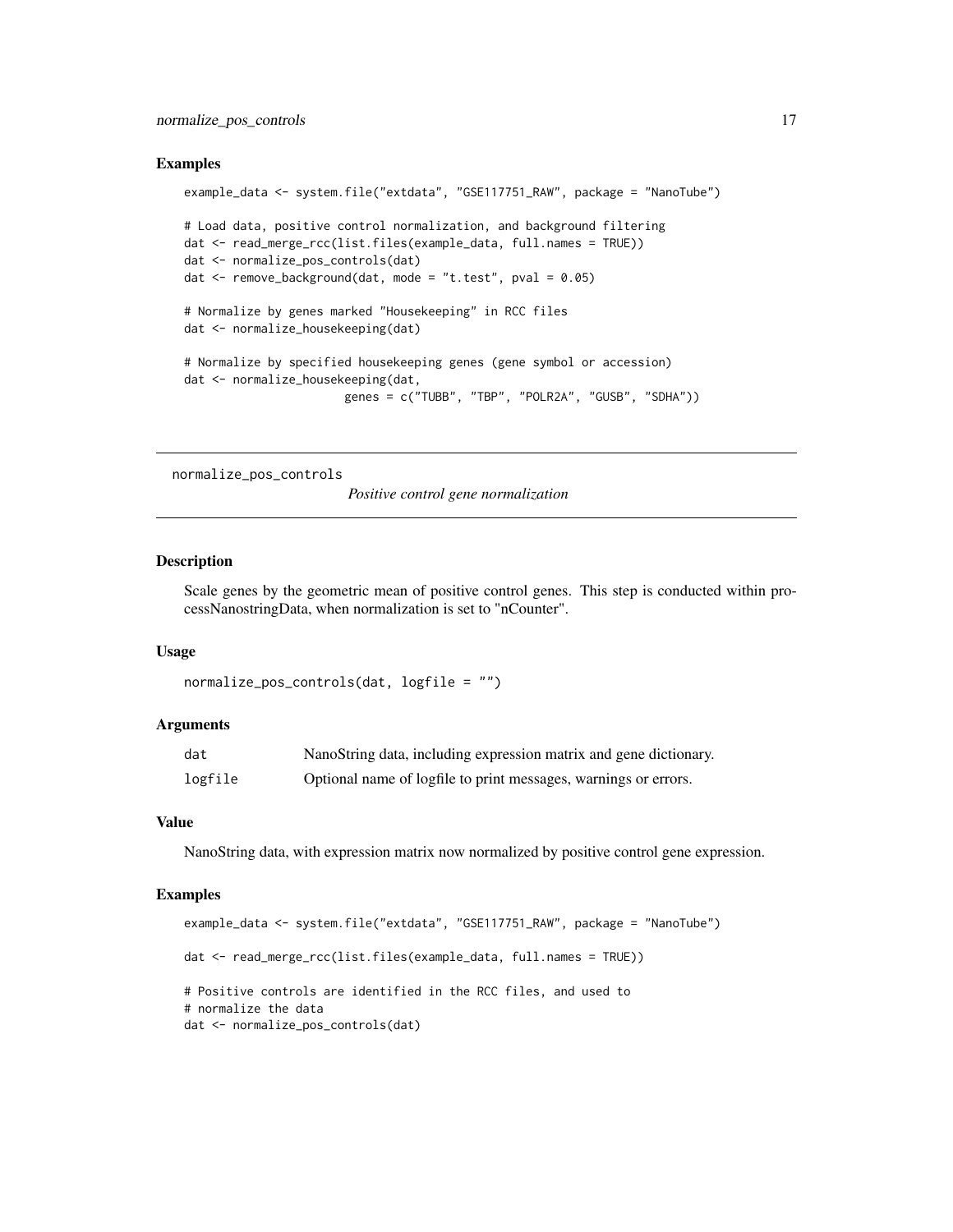### Examples

```
example_data <- system.file("extdata", "GSE117751_RAW", package = "NanoTube")

# Load data, positive control normalization, and background filtering
dat <- read_merge_rcc(list.files(example_data, full.names = TRUE))
dat <- normalize_pos_controls(dat)
dat <- remove_background(dat, mode = "t.test", pval = 0.05)

# Normalize by genes marked "Housekeeping" in RCC files
dat <- normalize_housekeeping(dat)

# Normalize by specified housekeeping genes (gene symbol or accession)
dat <- normalize_housekeeping(dat,
                    genes = c("TUBB", "TBP", "POLR2A", "GUSB", "SDHA"))
```

---

## normalize_pos_controls    *Positive control gene normalization*

---

### Description

Scale genes by the geometric mean of positive control genes. This step is conducted within processNanostringData, when normalization is set to "nCounter".

### Usage

```
normalize_pos_controls(dat, logfile = "")
```

### Arguments

| | |
|---|---|
| dat | NanoString data, including expression matrix and gene dictionary. |
| logfile | Optional name of logfile to print messages, warnings or errors. |

### Value

NanoString data, with expression matrix now normalized by positive control gene expression.

### Examples

```
example_data <- system.file("extdata", "GSE117751_RAW", package = "NanoTube")

dat <- read_merge_rcc(list.files(example_data, full.names = TRUE))

# Positive controls are identified in the RCC files, and used to
# normalize the data
dat <- normalize_pos_controls(dat)
```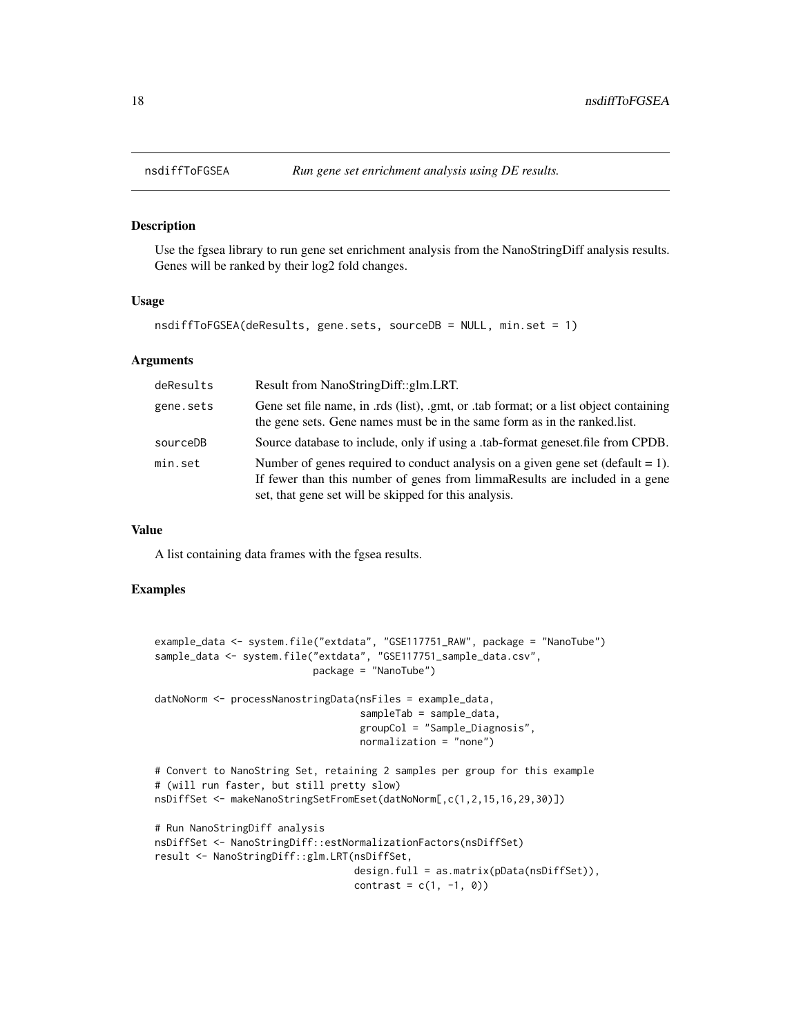## nsdiffToFGSEA — *Run gene set enrichment analysis using DE results.*

### Description

Use the fgsea library to run gene set enrichment analysis from the NanoStringDiff analysis results. Genes will be ranked by their log2 fold changes.

### Usage

```
nsdiffToFGSEA(deResults, gene.sets, sourceDB = NULL, min.set = 1)
```

### Arguments

| | |
|---|---|
| deResults | Result from NanoStringDiff::glm.LRT. |
| gene.sets | Gene set file name, in .rds (list), .gmt, or .tab format; or a list object containing the gene sets. Gene names must be in the same form as in the ranked.list. |
| sourceDB | Source database to include, only if using a .tab-format geneset.file from CPDB. |
| min.set | Number of genes required to conduct analysis on a given gene set (default = 1). If fewer than this number of genes from limmaResults are included in a gene set, that gene set will be skipped for this analysis. |

### Value

A list containing data frames with the fgsea results.

### Examples

```
example_data <- system.file("extdata", "GSE117751_RAW", package = "NanoTube")
sample_data <- system.file("extdata", "GSE117751_sample_data.csv",
                           package = "NanoTube")

datNoNorm <- processNanostringData(nsFiles = example_data,
                                   sampleTab = sample_data,
                                   groupCol = "Sample_Diagnosis",
                                   normalization = "none")

# Convert to NanoString Set, retaining 2 samples per group for this example
# (will run faster, but still pretty slow)
nsDiffSet <- makeNanoStringSetFromEset(datNoNorm[,c(1,2,15,16,29,30)])

# Run NanoStringDiff analysis
nsDiffSet <- NanoStringDiff::estNormalizationFactors(nsDiffSet)
result <- NanoStringDiff::glm.LRT(nsDiffSet,
                                  design.full = as.matrix(pData(nsDiffSet)),
                                  contrast = c(1, -1, 0))
```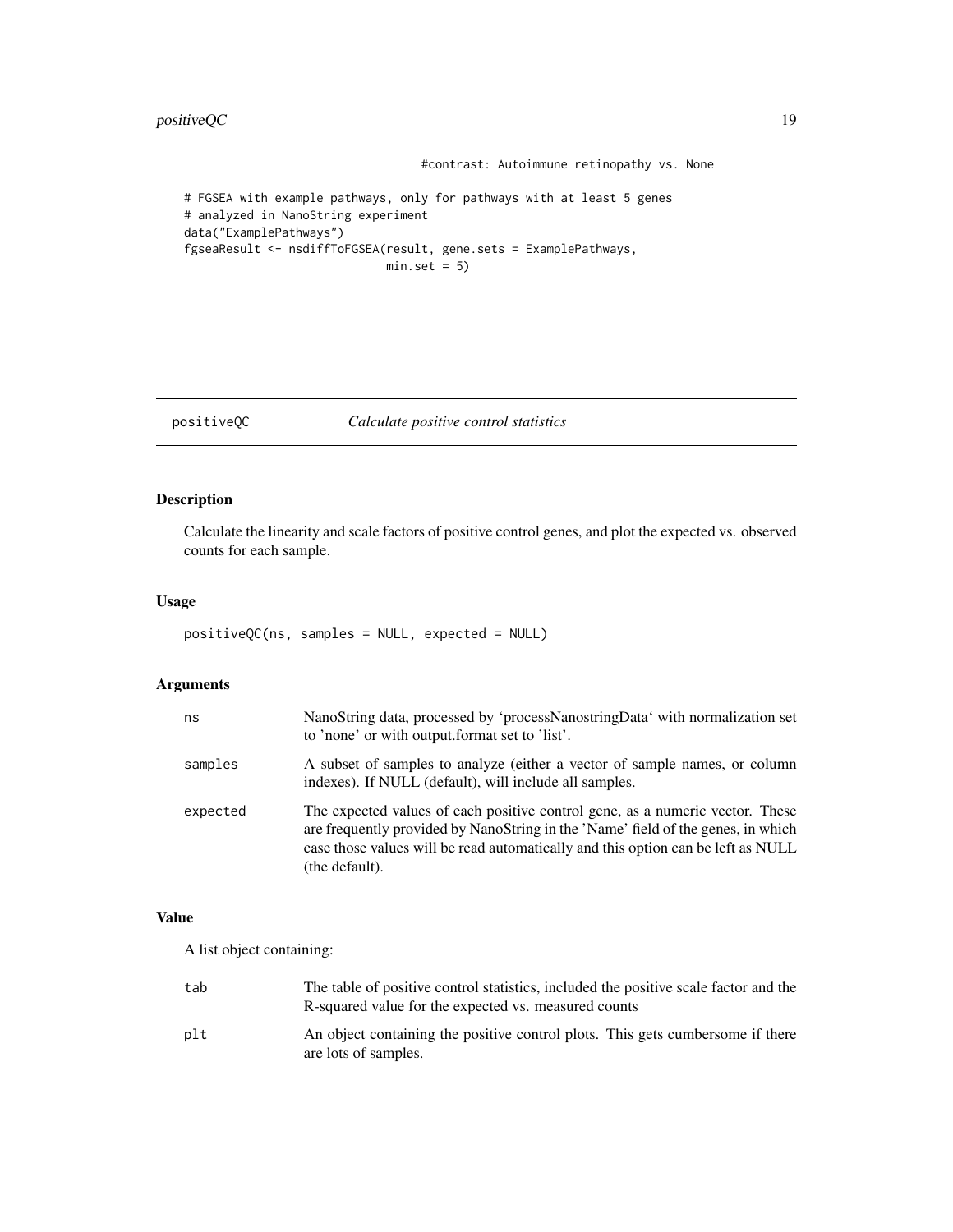```
                                  #contrast: Autoimmune retinopathy vs. None

# FGSEA with example pathways, only for pathways with at least 5 genes
# analyzed in NanoString experiment
data("ExamplePathways")
fgseaResult <- nsdiffToFGSEA(result, gene.sets = ExamplePathways,
                             min.set = 5)
```

## positiveQC — *Calculate positive control statistics*

### Description

Calculate the linearity and scale factors of positive control genes, and plot the expected vs. observed counts for each sample.

### Usage

```
positiveQC(ns, samples = NULL, expected = NULL)
```

### Arguments

| | |
|---|---|
| ns | NanoString data, processed by 'processNanostringData' with normalization set to 'none' or with output.format set to 'list'. |
| samples | A subset of samples to analyze (either a vector of sample names, or column indexes). If NULL (default), will include all samples. |
| expected | The expected values of each positive control gene, as a numeric vector. These are frequently provided by NanoString in the 'Name' field of the genes, in which case those values will be read automatically and this option can be left as NULL (the default). |

### Value

A list object containing:

| | |
|---|---|
| tab | The table of positive control statistics, included the positive scale factor and the R-squared value for the expected vs. measured counts |
| plt | An object containing the positive control plots. This gets cumbersome if there are lots of samples. |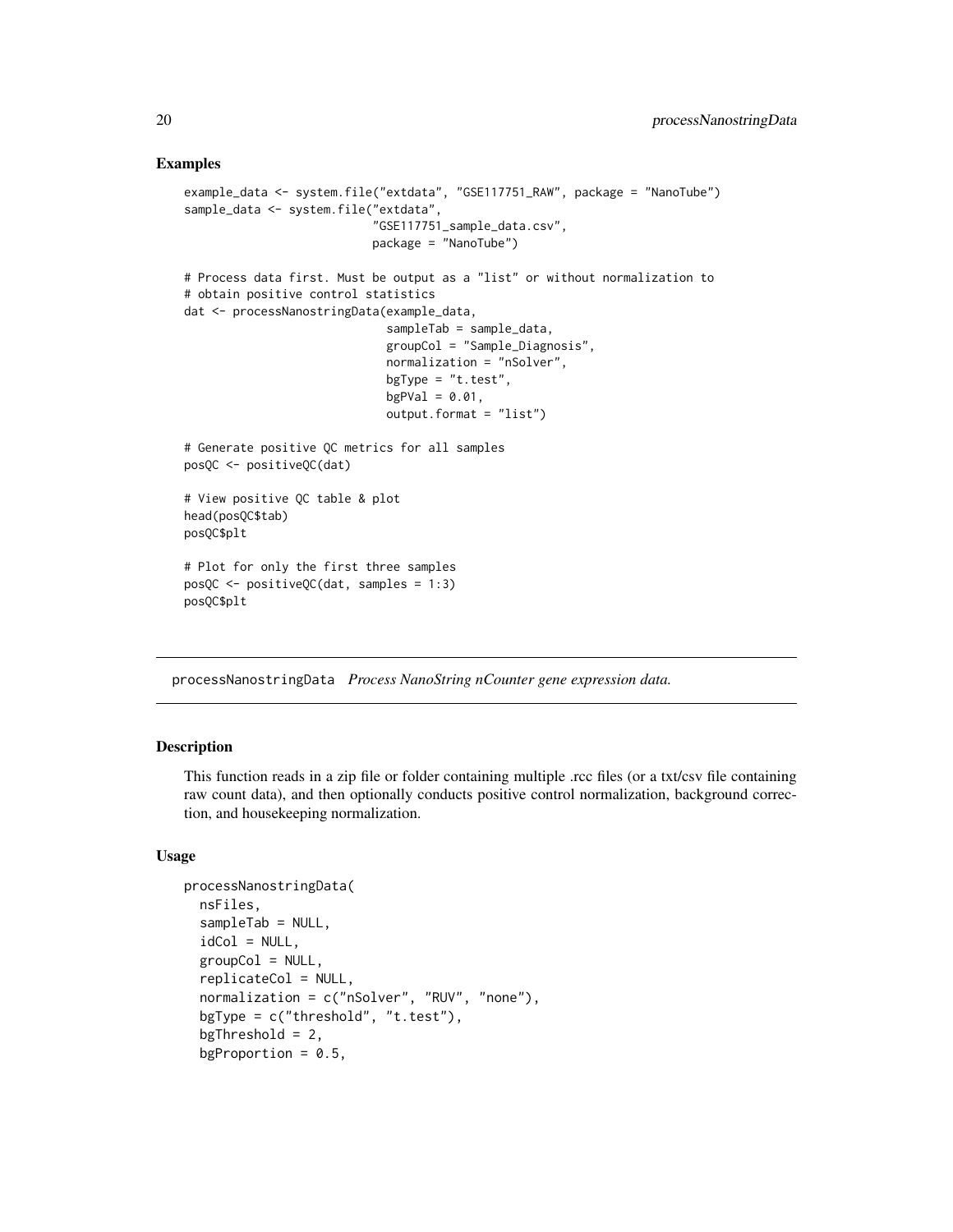### Examples

```
example_data <- system.file("extdata", "GSE117751_RAW", package = "NanoTube")
sample_data <- system.file("extdata",
                           "GSE117751_sample_data.csv",
                           package = "NanoTube")

# Process data first. Must be output as a "list" or without normalization to
# obtain positive control statistics
dat <- processNanostringData(example_data,
                             sampleTab = sample_data,
                             groupCol = "Sample_Diagnosis",
                             normalization = "nSolver",
                             bgType = "t.test",
                             bgPVal = 0.01,
                             output.format = "list")

# Generate positive QC metrics for all samples
posQC <- positiveQC(dat)

# View positive QC table & plot
head(posQC$tab)
posQC$plt

# Plot for only the first three samples
posQC <- positiveQC(dat, samples = 1:3)
posQC$plt
```

---

## processNanostringData *Process NanoString nCounter gene expression data.*

---

### Description

This function reads in a zip file or folder containing multiple .rcc files (or a txt/csv file containing raw count data), and then optionally conducts positive control normalization, background correction, and housekeeping normalization.

### Usage

```
processNanostringData(
  nsFiles,
  sampleTab = NULL,
  idCol = NULL,
  groupCol = NULL,
  replicateCol = NULL,
  normalization = c("nSolver", "RUV", "none"),
  bgType = c("threshold", "t.test"),
  bgThreshold = 2,
  bgProportion = 0.5,
```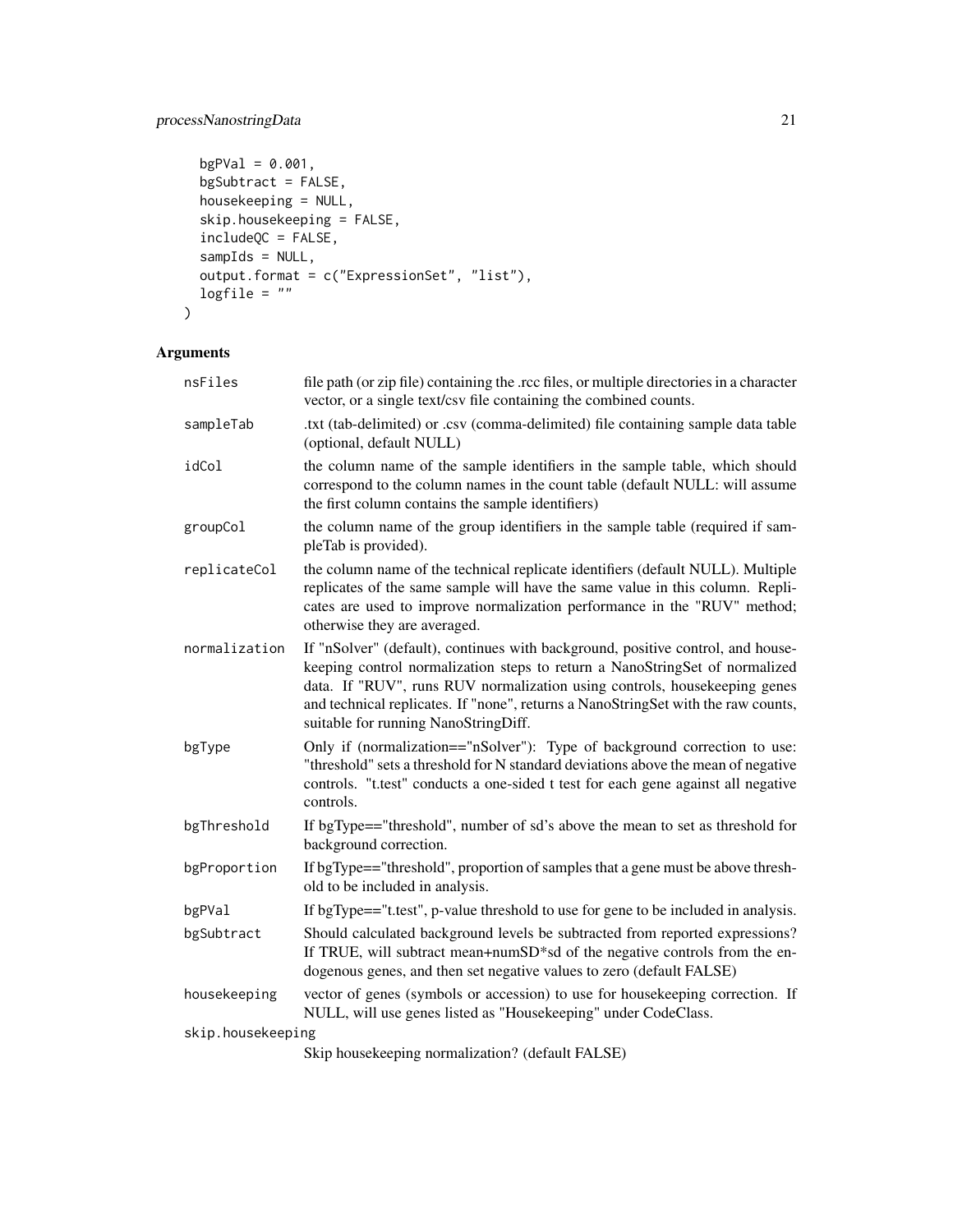```
  bgPVal = 0.001,
  bgSubtract = FALSE,
  housekeeping = NULL,
  skip.housekeeping = FALSE,
  includeQC = FALSE,
  sampIds = NULL,
  output.format = c("ExpressionSet", "list"),
  logfile = ""
)
```

## Arguments

| | |
|---|---|
| `nsFiles` | file path (or zip file) containing the .rcc files, or multiple directories in a character vector, or a single text/csv file containing the combined counts. |
| `sampleTab` | .txt (tab-delimited) or .csv (comma-delimited) file containing sample data table (optional, default NULL) |
| `idCol` | the column name of the sample identifiers in the sample table, which should correspond to the column names in the count table (default NULL: will assume the first column contains the sample identifiers) |
| `groupCol` | the column name of the group identifiers in the sample table (required if sampleTab is provided). |
| `replicateCol` | the column name of the technical replicate identifiers (default NULL). Multiple replicates of the same sample will have the same value in this column. Replicates are used to improve normalization performance in the "RUV" method; otherwise they are averaged. |
| `normalization` | If "nSolver" (default), continues with background, positive control, and housekeeping control normalization steps to return a NanoStringSet of normalized data. If "RUV", runs RUV normalization using controls, housekeeping genes and technical replicates. If "none", returns a NanoStringSet with the raw counts, suitable for running NanoStringDiff. |
| `bgType` | Only if (normalization=="nSolver"): Type of background correction to use: "threshold" sets a threshold for N standard deviations above the mean of negative controls. "t.test" conducts a one-sided t test for each gene against all negative controls. |
| `bgThreshold` | If bgType=="threshold", number of sd's above the mean to set as threshold for background correction. |
| `bgProportion` | If bgType=="threshold", proportion of samples that a gene must be above threshold to be included in analysis. |
| `bgPVal` | If bgType=="t.test", p-value threshold to use for gene to be included in analysis. |
| `bgSubtract` | Should calculated background levels be subtracted from reported expressions? If TRUE, will subtract mean+numSD*sd of the negative controls from the endogenous genes, and then set negative values to zero (default FALSE) |
| `housekeeping` | vector of genes (symbols or accession) to use for housekeeping correction. If NULL, will use genes listed as "Housekeeping" under CodeClass. |
| `skip.housekeeping` | Skip housekeeping normalization? (default FALSE) |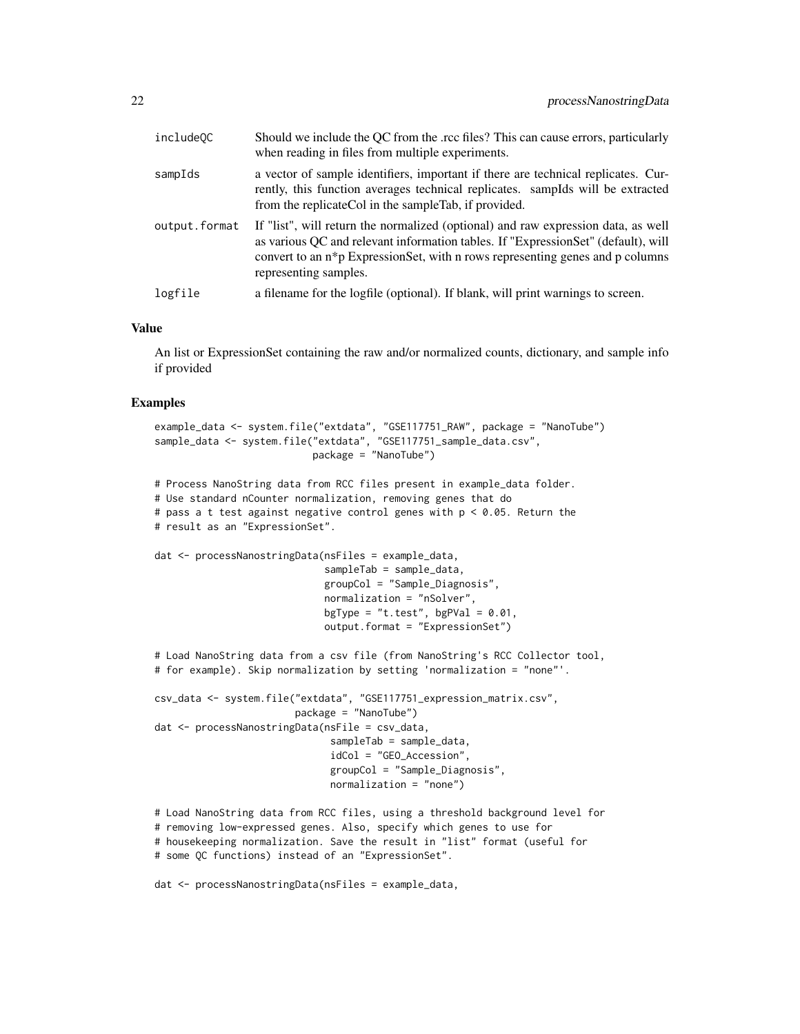| | |
|---|---|
| includeQC | Should we include the QC from the .rcc files? This can cause errors, particularly when reading in files from multiple experiments. |
| sampIds | a vector of sample identifiers, important if there are technical replicates. Currently, this function averages technical replicates. sampIds will be extracted from the replicateCol in the sampleTab, if provided. |
| output.format | If "list", will return the normalized (optional) and raw expression data, as well as various QC and relevant information tables. If "ExpressionSet" (default), will convert to an n*p ExpressionSet, with n rows representing genes and p columns representing samples. |
| logfile | a filename for the logfile (optional). If blank, will print warnings to screen. |

## Value

An list or ExpressionSet containing the raw and/or normalized counts, dictionary, and sample info if provided

## Examples

```
example_data <- system.file("extdata", "GSE117751_RAW", package = "NanoTube")
sample_data <- system.file("extdata", "GSE117751_sample_data.csv",
                           package = "NanoTube")

# Process NanoString data from RCC files present in example_data folder.
# Use standard nCounter normalization, removing genes that do
# pass a t test against negative control genes with p < 0.05. Return the
# result as an "ExpressionSet".

dat <- processNanostringData(nsFiles = example_data,
                             sampleTab = sample_data,
                             groupCol = "Sample_Diagnosis",
                             normalization = "nSolver",
                             bgType = "t.test", bgPVal = 0.01,
                             output.format = "ExpressionSet")

# Load NanoString data from a csv file (from NanoString's RCC Collector tool,
# for example). Skip normalization by setting 'normalization = "none"'.

csv_data <- system.file("extdata", "GSE117751_expression_matrix.csv",
                        package = "NanoTube")
dat <- processNanostringData(nsFile = csv_data,
                              sampleTab = sample_data,
                              idCol = "GEO_Accession",
                              groupCol = "Sample_Diagnosis",
                              normalization = "none")

# Load NanoString data from RCC files, using a threshold background level for
# removing low-expressed genes. Also, specify which genes to use for
# housekeeping normalization. Save the result in "list" format (useful for
# some QC functions) instead of an "ExpressionSet".

dat <- processNanostringData(nsFiles = example_data,
```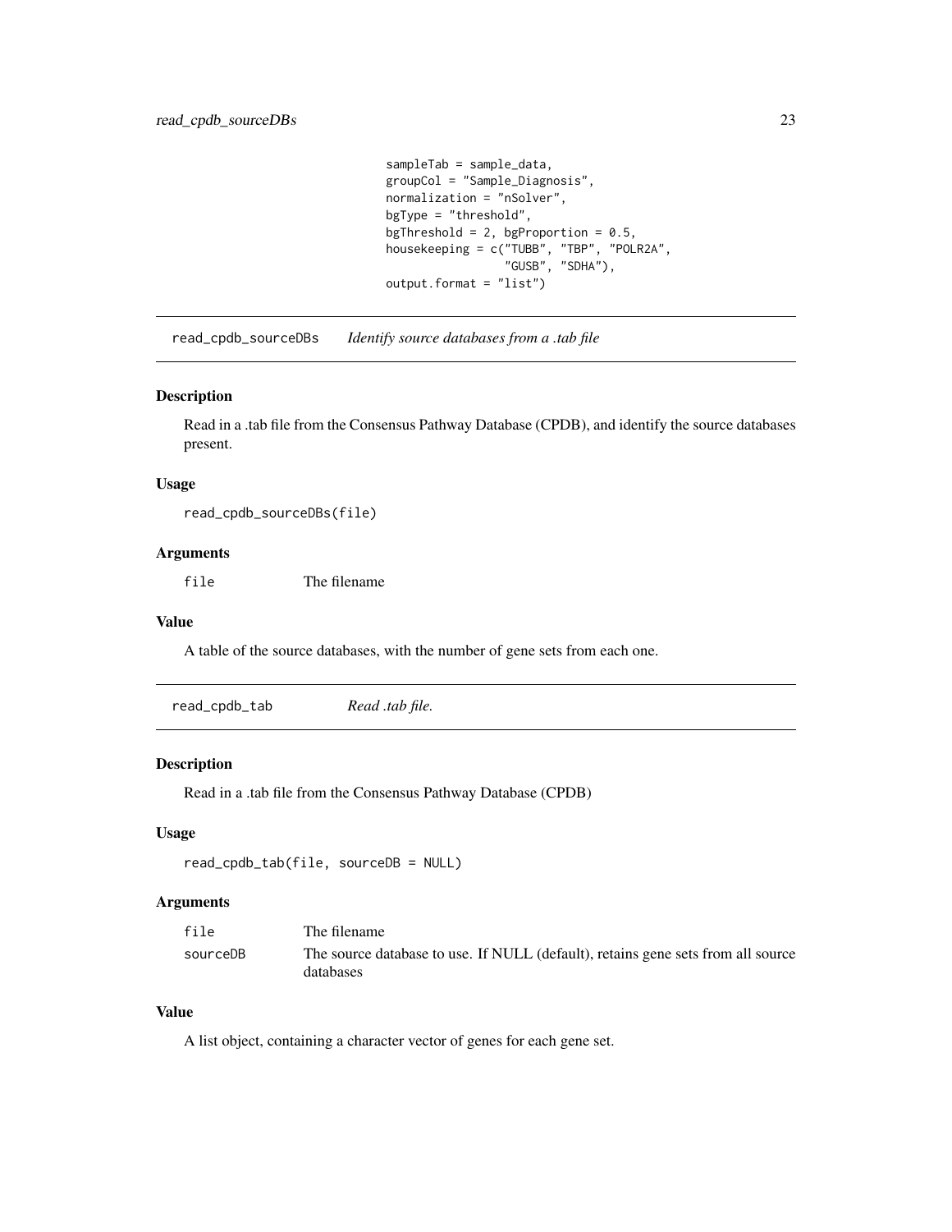```
                    sampleTab = sample_data,
                    groupCol = "Sample_Diagnosis",
                    normalization = "nSolver",
                    bgType = "threshold",
                    bgThreshold = 2, bgProportion = 0.5,
                    housekeeping = c("TUBB", "TBP", "POLR2A",
                                     "GUSB", "SDHA"),
                    output.format = "list")
```

---

## read_cpdb_sourceDBs — *Identify source databases from a .tab file*

### Description

Read in a .tab file from the Consensus Pathway Database (CPDB), and identify the source databases present.

### Usage

```
read_cpdb_sourceDBs(file)
```

### Arguments

| | |
|---|---|
| `file` | The filename |

### Value

A table of the source databases, with the number of gene sets from each one.

---

## read_cpdb_tab — *Read .tab file.*

### Description

Read in a .tab file from the Consensus Pathway Database (CPDB)

### Usage

```
read_cpdb_tab(file, sourceDB = NULL)
```

### Arguments

| | |
|---|---|
| `file` | The filename |
| `sourceDB` | The source database to use. If NULL (default), retains gene sets from all source databases |

### Value

A list object, containing a character vector of genes for each gene set.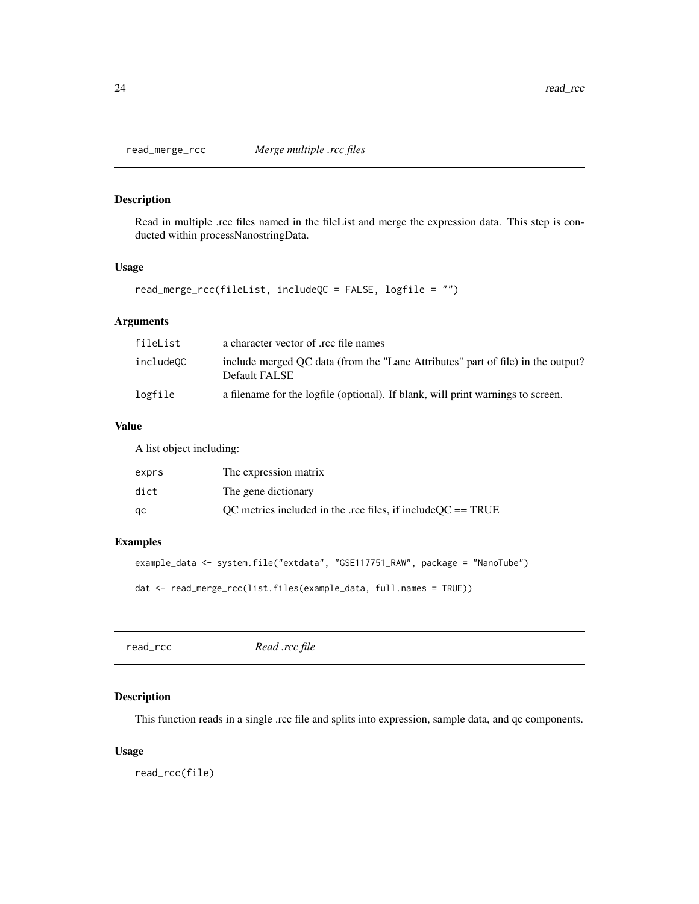## read_merge_rcc *Merge multiple .rcc files*

### Description

Read in multiple .rcc files named in the fileList and merge the expression data. This step is conducted within processNanostringData.

### Usage

```
read_merge_rcc(fileList, includeQC = FALSE, logfile = "")
```

### Arguments

| | |
|---|---|
| fileList | a character vector of .rcc file names |
| includeQC | include merged QC data (from the "Lane Attributes" part of file) in the output? Default FALSE |
| logfile | a filename for the logfile (optional). If blank, will print warnings to screen. |

### Value

A list object including:

| | |
|---|---|
| exprs | The expression matrix |
| dict | The gene dictionary |
| qc | QC metrics included in the .rcc files, if includeQC == TRUE |

### Examples

```
example_data <- system.file("extdata", "GSE117751_RAW", package = "NanoTube")

dat <- read_merge_rcc(list.files(example_data, full.names = TRUE))
```

## read_rcc *Read .rcc file*

### Description

This function reads in a single .rcc file and splits into expression, sample data, and qc components.

### Usage

```
read_rcc(file)
```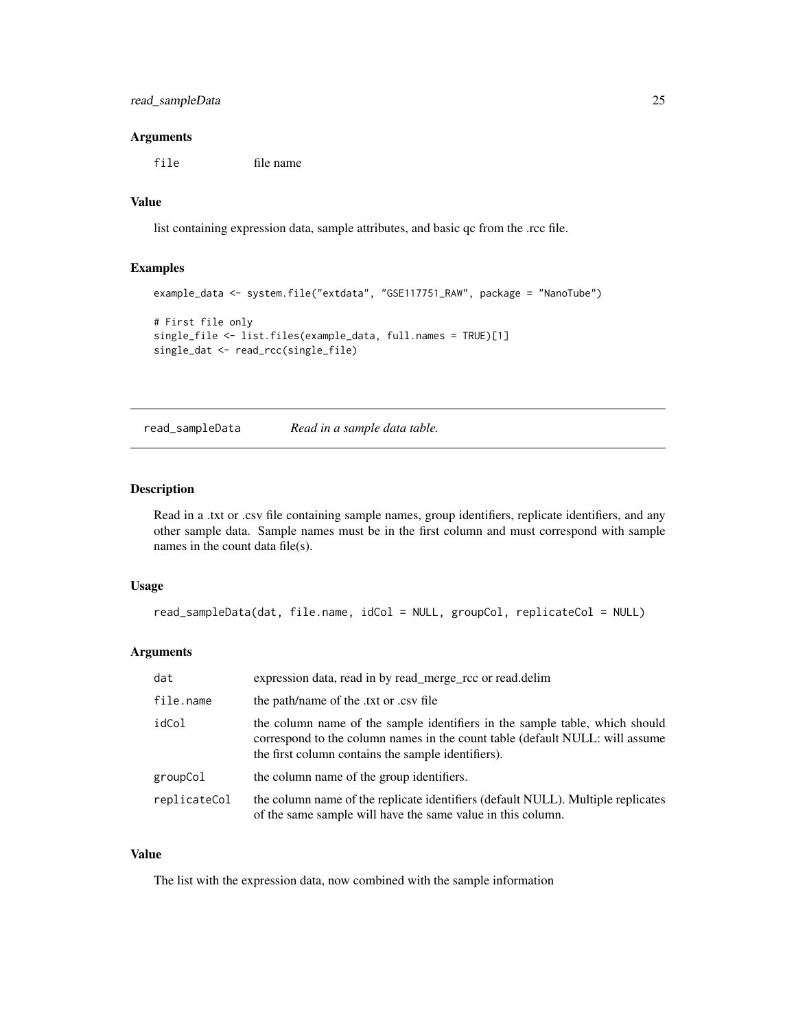### Arguments

| | |
|---|---|
| file | file name |

### Value

list containing expression data, sample attributes, and basic qc from the .rcc file.

### Examples

```
example_data <- system.file("extdata", "GSE117751_RAW", package = "NanoTube")

# First file only
single_file <- list.files(example_data, full.names = TRUE)[1]
single_dat <- read_rcc(single_file)
```

---

## read_sampleData    *Read in a sample data table.*

---

### Description

Read in a .txt or .csv file containing sample names, group identifiers, replicate identifiers, and any other sample data. Sample names must be in the first column and must correspond with sample names in the count data file(s).

### Usage

```
read_sampleData(dat, file.name, idCol = NULL, groupCol, replicateCol = NULL)
```

### Arguments

| | |
|---|---|
| dat | expression data, read in by read_merge_rcc or read.delim |
| file.name | the path/name of the .txt or .csv file |
| idCol | the column name of the sample identifiers in the sample table, which should correspond to the column names in the count table (default NULL: will assume the first column contains the sample identifiers). |
| groupCol | the column name of the group identifiers. |
| replicateCol | the column name of the replicate identifiers (default NULL). Multiple replicates of the same sample will have the same value in this column. |

### Value

The list with the expression data, now combined with the sample information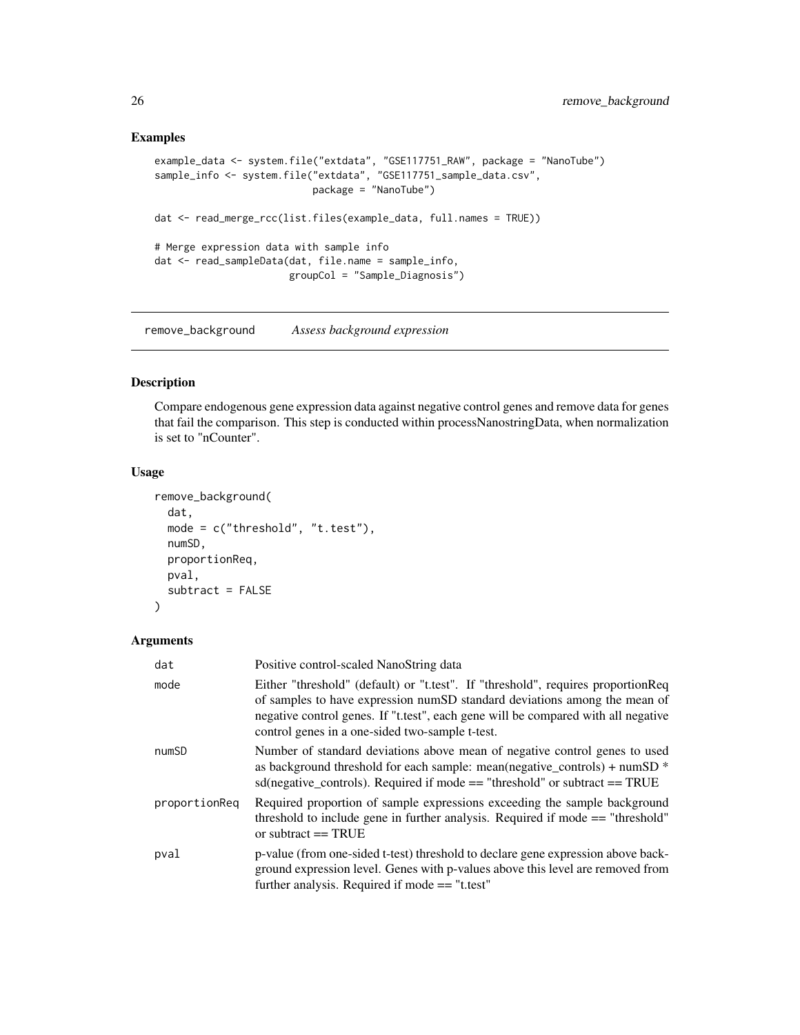## Examples

```
example_data <- system.file("extdata", "GSE117751_RAW", package = "NanoTube")
sample_info <- system.file("extdata", "GSE117751_sample_data.csv",
                           package = "NanoTube")

dat <- read_merge_rcc(list.files(example_data, full.names = TRUE))

# Merge expression data with sample info
dat <- read_sampleData(dat, file.name = sample_info,
                       groupCol = "Sample_Diagnosis")
```

---

# remove_background *Assess background expression*

## Description

Compare endogenous gene expression data against negative control genes and remove data for genes that fail the comparison. This step is conducted within processNanostringData, when normalization is set to "nCounter".

## Usage

```
remove_background(
  dat,
  mode = c("threshold", "t.test"),
  numSD,
  proportionReq,
  pval,
  subtract = FALSE
)
```

## Arguments

| | |
|---|---|
| `dat` | Positive control-scaled NanoString data |
| `mode` | Either "threshold" (default) or "t.test". If "threshold", requires proportionReq of samples to have expression numSD standard deviations among the mean of negative control genes. If "t.test", each gene will be compared with all negative control genes in a one-sided two-sample t-test. |
| `numSD` | Number of standard deviations above mean of negative control genes to used as background threshold for each sample: mean(negative_controls) + numSD * sd(negative_controls). Required if mode == "threshold" or subtract == TRUE |
| `proportionReq` | Required proportion of sample expressions exceeding the sample background threshold to include gene in further analysis. Required if mode == "threshold" or subtract == TRUE |
| `pval` | p-value (from one-sided t-test) threshold to declare gene expression above background expression level. Genes with p-values above this level are removed from further analysis. Required if mode == "t.test" |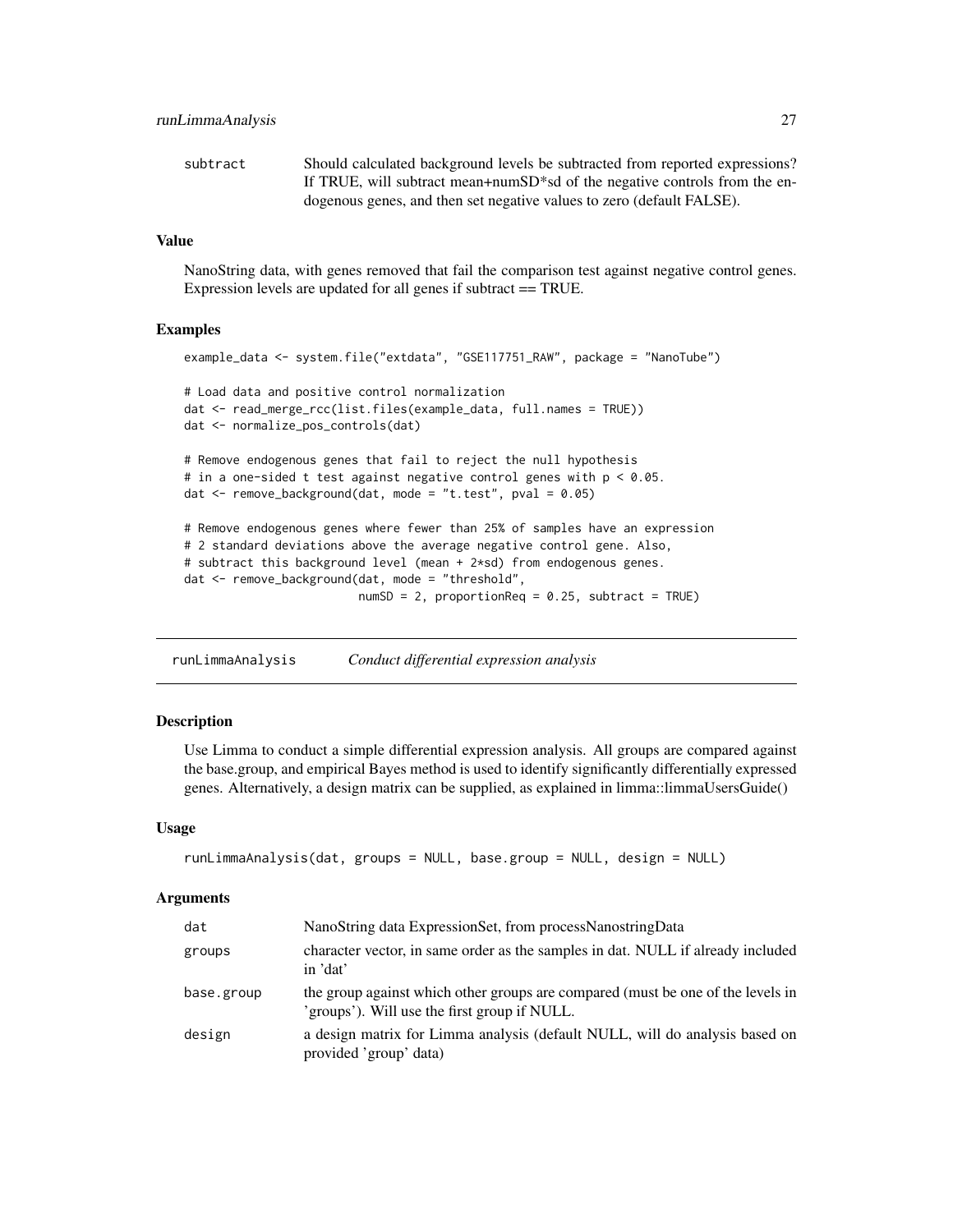| | |
|---|---|
| subtract | Should calculated background levels be subtracted from reported expressions? If TRUE, will subtract mean+numSD*sd of the negative controls from the endogenous genes, and then set negative values to zero (default FALSE). |

### Value

NanoString data, with genes removed that fail the comparison test against negative control genes. Expression levels are updated for all genes if subtract == TRUE.

### Examples

```
example_data <- system.file("extdata", "GSE117751_RAW", package = "NanoTube")

# Load data and positive control normalization
dat <- read_merge_rcc(list.files(example_data, full.names = TRUE))
dat <- normalize_pos_controls(dat)

# Remove endogenous genes that fail to reject the null hypothesis
# in a one-sided t test against negative control genes with p < 0.05.
dat <- remove_background(dat, mode = "t.test", pval = 0.05)

# Remove endogenous genes where fewer than 25% of samples have an expression
# 2 standard deviations above the average negative control gene. Also,
# subtract this background level (mean + 2*sd) from endogenous genes.
dat <- remove_background(dat, mode = "threshold",
                         numSD = 2, proportionReq = 0.25, subtract = TRUE)
```

## runLimmaAnalysis *Conduct differential expression analysis*

### Description

Use Limma to conduct a simple differential expression analysis. All groups are compared against the base.group, and empirical Bayes method is used to identify significantly differentially expressed genes. Alternatively, a design matrix can be supplied, as explained in limma::limmaUsersGuide()

### Usage

```
runLimmaAnalysis(dat, groups = NULL, base.group = NULL, design = NULL)
```

### Arguments

| | |
|---|---|
| dat | NanoString data ExpressionSet, from processNanostringData |
| groups | character vector, in same order as the samples in dat. NULL if already included in 'dat' |
| base.group | the group against which other groups are compared (must be one of the levels in 'groups'). Will use the first group if NULL. |
| design | a design matrix for Limma analysis (default NULL, will do analysis based on provided 'group' data) |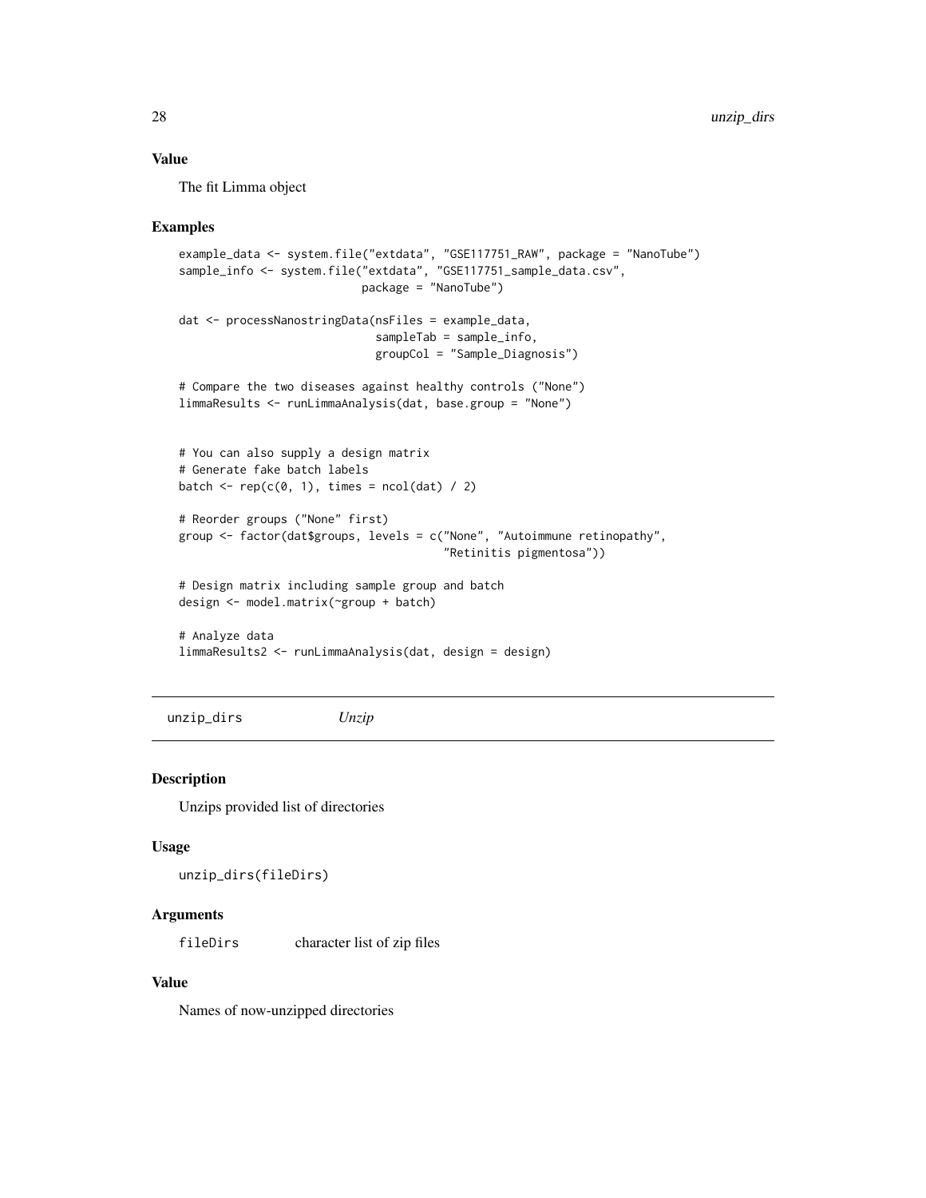## Value

The fit Limma object

## Examples

```
example_data <- system.file("extdata", "GSE117751_RAW", package = "NanoTube")
sample_info <- system.file("extdata", "GSE117751_sample_data.csv",
                           package = "NanoTube")

dat <- processNanostringData(nsFiles = example_data,
                             sampleTab = sample_info,
                             groupCol = "Sample_Diagnosis")

# Compare the two diseases against healthy controls ("None")
limmaResults <- runLimmaAnalysis(dat, base.group = "None")


# You can also supply a design matrix
# Generate fake batch labels
batch <- rep(c(0, 1), times = ncol(dat) / 2)

# Reorder groups ("None" first)
group <- factor(dat$groups, levels = c("None", "Autoimmune retinopathy",
                                       "Retinitis pigmentosa"))

# Design matrix including sample group and batch
design <- model.matrix(~group + batch)

# Analyze data
limmaResults2 <- runLimmaAnalysis(dat, design = design)
```

---

# unzip_dirs *Unzip*

## Description

Unzips provided list of directories

## Usage

```
unzip_dirs(fileDirs)
```

## Arguments

| | |
|---|---|
| fileDirs | character list of zip files |

## Value

Names of now-unzipped directories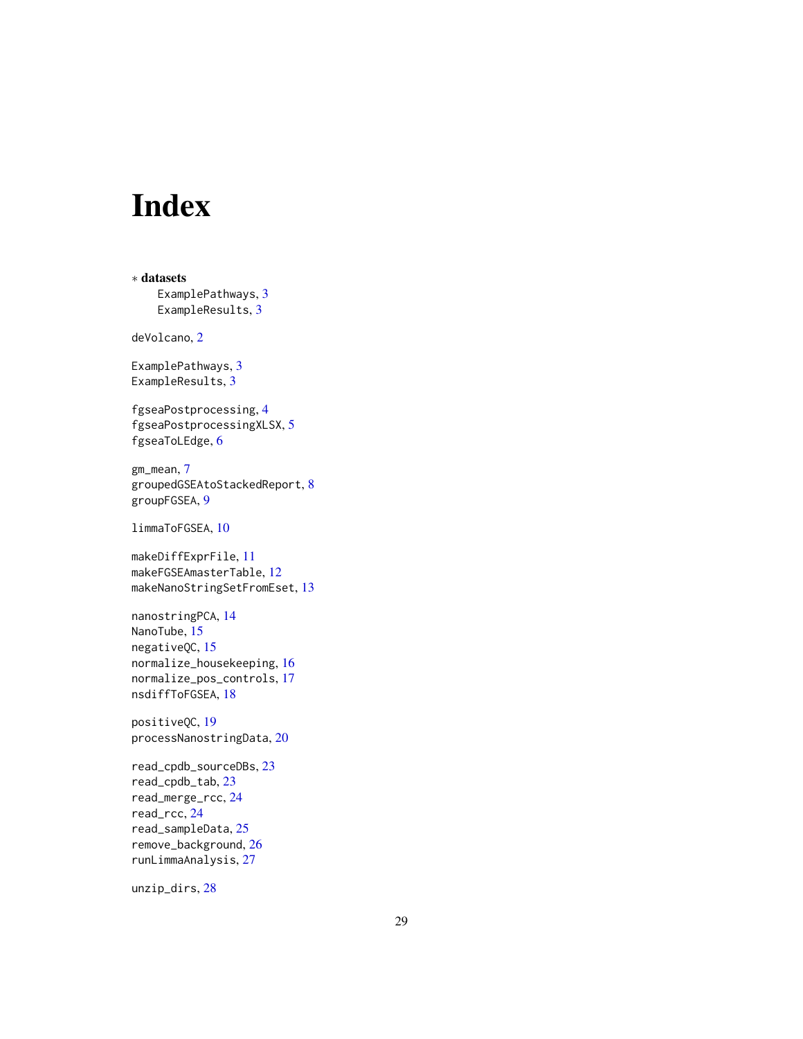# Index

∗ **datasets**
ExamplePathways, 3
ExampleResults, 3

deVolcano, 2

ExamplePathways, 3
ExampleResults, 3

fgseaPostprocessing, 4
fgseaPostprocessingXLSX, 5
fgseaToLEdge, 6

gm_mean, 7
groupedGSEAtoStackedReport, 8
groupFGSEA, 9

limmaToFGSEA, 10

makeDiffExprFile, 11
makeFGSEAmasterTable, 12
makeNanoStringSetFromEset, 13

nanostringPCA, 14
NanoTube, 15
negativeQC, 15
normalize_housekeeping, 16
normalize_pos_controls, 17
nsdiffToFGSEA, 18

positiveQC, 19
processNanostringData, 20

read_cpdb_sourceDBs, 23
read_cpdb_tab, 23
read_merge_rcc, 24
read_rcc, 24
read_sampleData, 25
remove_background, 26
runLimmaAnalysis, 27

unzip_dirs, 28